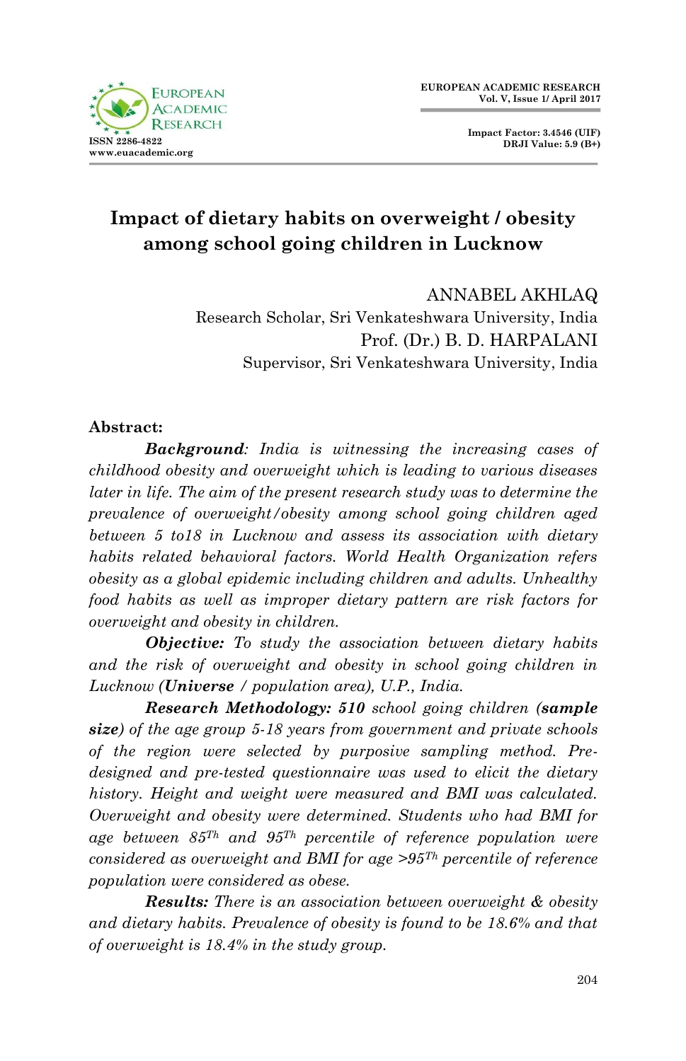# Impact of dietary habits on overweight / obesity among school going children in Lucknow

ANNABEL AKHLAQ
Research Scholar, Sri Venkateshwara University, India
Prof. (Dr.) B. D. HARPALANI
Supervisor, Sri Venkateshwara University, India

**Abstract:**

***Background****: India is witnessing the increasing cases of childhood obesity and overweight which is leading to various diseases later in life. The aim of the present research study was to determine the prevalence of overweight/obesity among school going children aged between 5 to18 in Lucknow and assess its association with dietary habits related behavioral factors. World Health Organization refers obesity as a global epidemic including children and adults. Unhealthy food habits as well as improper dietary pattern are risk factors for overweight and obesity in children.*

***Objective:*** *To study the association between dietary habits and the risk of overweight and obesity in school going children in Lucknow (**Universe** / population area), U.P., India.*

***Research Methodology: 510*** *school going children (**sample size**) of the age group 5-18 years from government and private schools of the region were selected by purposive sampling method. Pre-designed and pre-tested questionnaire was used to elicit the dietary history. Height and weight were measured and BMI was calculated. Overweight and obesity were determined. Students who had BMI for age between 85$^{Th}$ and 95$^{Th}$ percentile of reference population were considered as overweight and BMI for age >95$^{Th}$ percentile of reference population were considered as obese.*

***Results:*** *There is an association between overweight & obesity and dietary habits. Prevalence of obesity is found to be 18.6% and that of overweight is 18.4% in the study group.*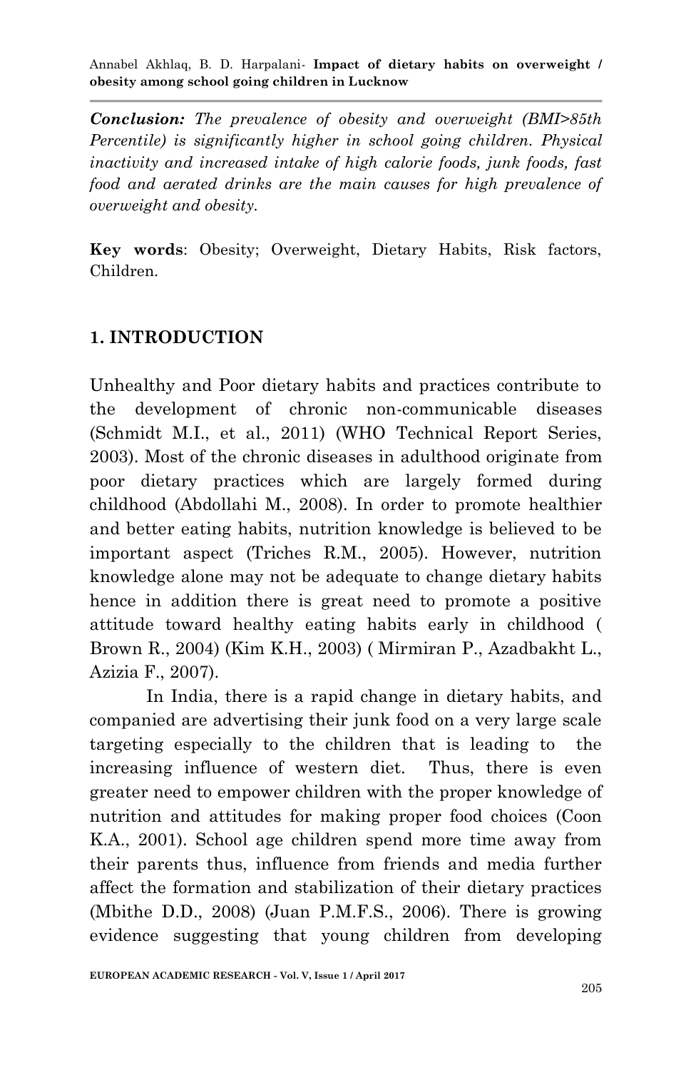***Conclusion:*** *The prevalence of obesity and overweight (BMI>85th Percentile) is significantly higher in school going children. Physical inactivity and increased intake of high calorie foods, junk foods, fast food and aerated drinks are the main causes for high prevalence of overweight and obesity.*

**Key words**: Obesity; Overweight, Dietary Habits, Risk factors, Children.

## 1. INTRODUCTION

Unhealthy and Poor dietary habits and practices contribute to the development of chronic non-communicable diseases (Schmidt M.I., et al., 2011) (WHO Technical Report Series, 2003). Most of the chronic diseases in adulthood originate from poor dietary practices which are largely formed during childhood (Abdollahi M., 2008). In order to promote healthier and better eating habits, nutrition knowledge is believed to be important aspect (Triches R.M., 2005). However, nutrition knowledge alone may not be adequate to change dietary habits hence in addition there is great need to promote a positive attitude toward healthy eating habits early in childhood ( Brown R., 2004) (Kim K.H., 2003) ( Mirmiran P., Azadbakht L., Azizia F., 2007).

In India, there is a rapid change in dietary habits, and companied are advertising their junk food on a very large scale targeting especially to the children that is leading to the increasing influence of western diet. Thus, there is even greater need to empower children with the proper knowledge of nutrition and attitudes for making proper food choices (Coon K.A., 2001). School age children spend more time away from their parents thus, influence from friends and media further affect the formation and stabilization of their dietary practices (Mbithe D.D., 2008) (Juan P.M.F.S., 2006). There is growing evidence suggesting that young children from developing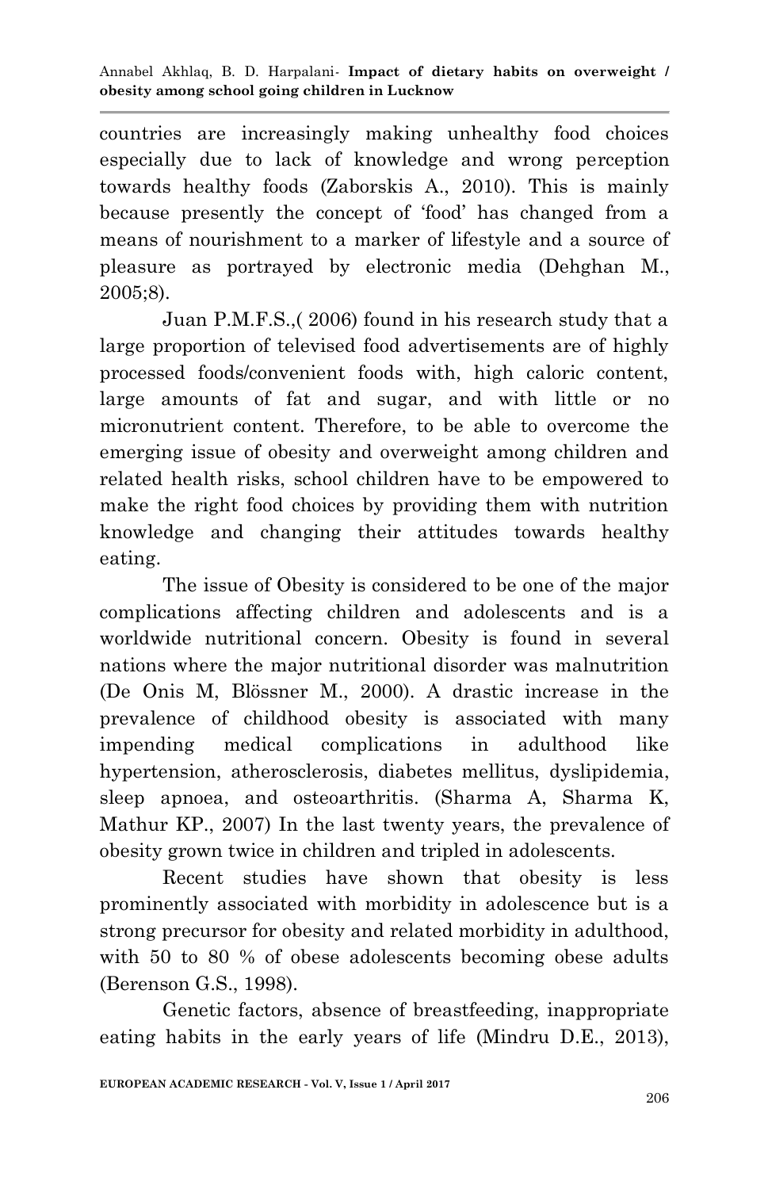countries are increasingly making unhealthy food choices especially due to lack of knowledge and wrong perception towards healthy foods (Zaborskis A., 2010). This is mainly because presently the concept of 'food' has changed from a means of nourishment to a marker of lifestyle and a source of pleasure as portrayed by electronic media (Dehghan M., 2005;8).

Juan P.M.F.S.,( 2006) found in his research study that a large proportion of televised food advertisements are of highly processed foods/convenient foods with, high caloric content, large amounts of fat and sugar, and with little or no micronutrient content. Therefore, to be able to overcome the emerging issue of obesity and overweight among children and related health risks, school children have to be empowered to make the right food choices by providing them with nutrition knowledge and changing their attitudes towards healthy eating.

The issue of Obesity is considered to be one of the major complications affecting children and adolescents and is a worldwide nutritional concern. Obesity is found in several nations where the major nutritional disorder was malnutrition (De Onis M, Blössner M., 2000). A drastic increase in the prevalence of childhood obesity is associated with many impending medical complications in adulthood like hypertension, atherosclerosis, diabetes mellitus, dyslipidemia, sleep apnoea, and osteoarthritis. (Sharma A, Sharma K, Mathur KP., 2007) In the last twenty years, the prevalence of obesity grown twice in children and tripled in adolescents.

Recent studies have shown that obesity is less prominently associated with morbidity in adolescence but is a strong precursor for obesity and related morbidity in adulthood, with 50 to 80 % of obese adolescents becoming obese adults (Berenson G.S., 1998).

Genetic factors, absence of breastfeeding, inappropriate eating habits in the early years of life (Mindru D.E., 2013),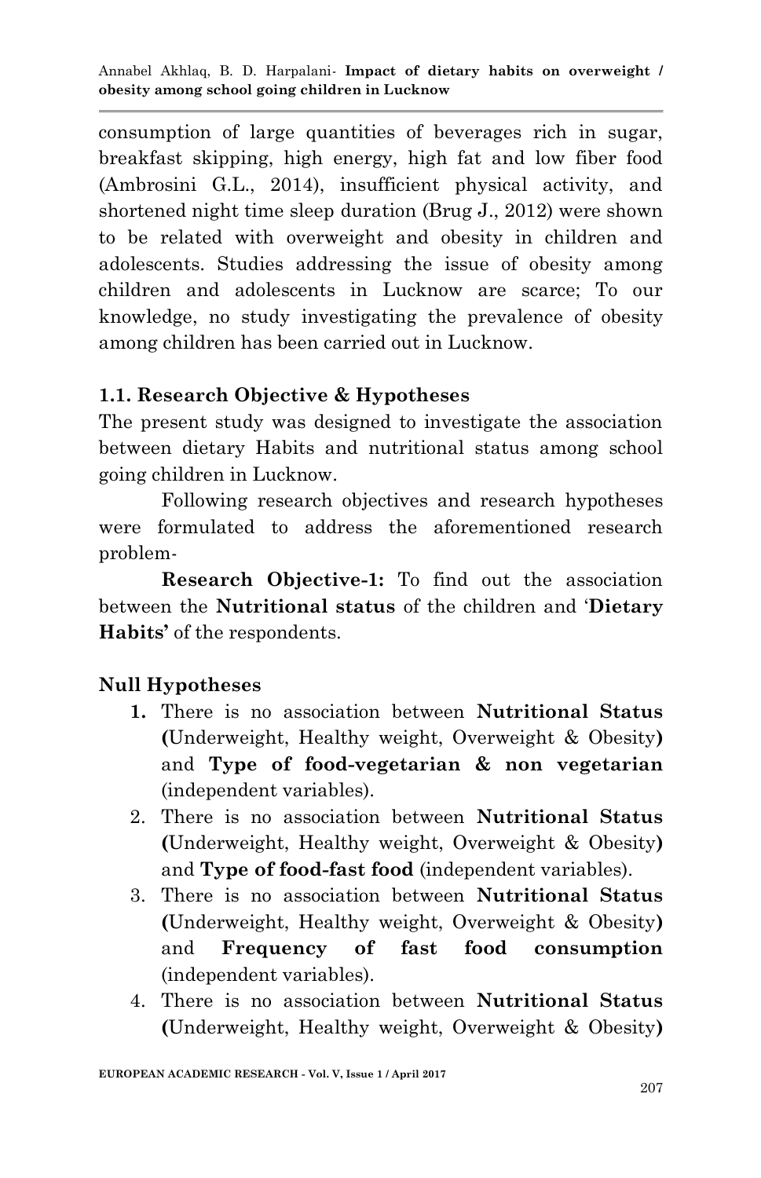consumption of large quantities of beverages rich in sugar, breakfast skipping, high energy, high fat and low fiber food (Ambrosini G.L., 2014), insufficient physical activity, and shortened night time sleep duration (Brug J., 2012) were shown to be related with overweight and obesity in children and adolescents. Studies addressing the issue of obesity among children and adolescents in Lucknow are scarce; To our knowledge, no study investigating the prevalence of obesity among children has been carried out in Lucknow.

### 1.1. Research Objective & Hypotheses

The present study was designed to investigate the association between dietary Habits and nutritional status among school going children in Lucknow.

Following research objectives and research hypotheses were formulated to address the aforementioned research problem-

**Research Objective-1:** To find out the association between the **Nutritional status** of the children and '**Dietary Habits'** of the respondents.

### Null Hypotheses

1. There is no association between **Nutritional Status (**Underweight, Healthy weight, Overweight & Obesity**)** and **Type of food-vegetarian & non vegetarian** (independent variables).
2. There is no association between **Nutritional Status (**Underweight, Healthy weight, Overweight & Obesity**)** and **Type of food-fast food** (independent variables).
3. There is no association between **Nutritional Status (**Underweight, Healthy weight, Overweight & Obesity**)** and **Frequency of fast food consumption** (independent variables).
4. There is no association between **Nutritional Status (**Underweight, Healthy weight, Overweight & Obesity**)**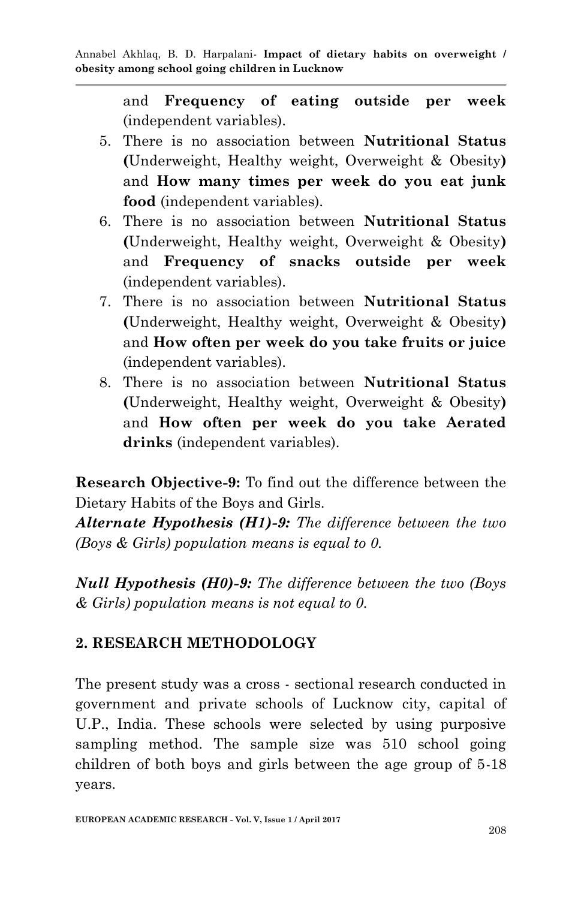and **Frequency of eating outside per week** (independent variables).

5. There is no association between **Nutritional Status (**Underweight, Healthy weight, Overweight & Obesity**)** and **How many times per week do you eat junk food** (independent variables).
6. There is no association between **Nutritional Status (**Underweight, Healthy weight, Overweight & Obesity**)** and **Frequency of snacks outside per week** (independent variables).
7. There is no association between **Nutritional Status (**Underweight, Healthy weight, Overweight & Obesity**)** and **How often per week do you take fruits or juice** (independent variables).
8. There is no association between **Nutritional Status (**Underweight, Healthy weight, Overweight & Obesity**)** and **How often per week do you take Aerated drinks** (independent variables).

**Research Objective-9:** To find out the difference between the Dietary Habits of the Boys and Girls.

***Alternate Hypothesis (H1)-9:*** *The difference between the two (Boys & Girls) population means is equal to 0.*

***Null Hypothesis (H0)-9:*** *The difference between the two (Boys & Girls) population means is not equal to 0.*

## 2. RESEARCH METHODOLOGY

The present study was a cross - sectional research conducted in government and private schools of Lucknow city, capital of U.P., India. These schools were selected by using purposive sampling method. The sample size was 510 school going children of both boys and girls between the age group of 5-18 years.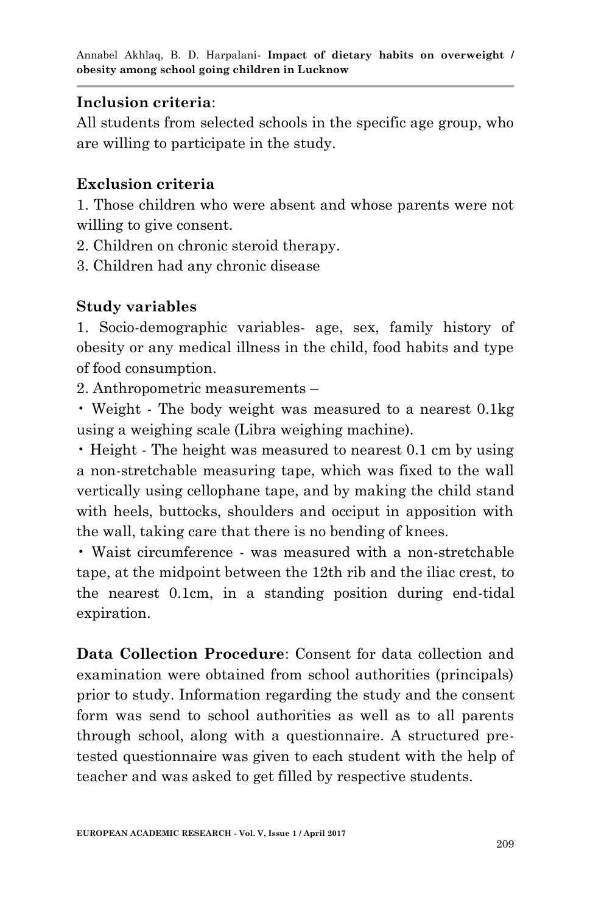**Inclusion criteria**:

All students from selected schools in the specific age group, who are willing to participate in the study.

**Exclusion criteria**

1. Those children who were absent and whose parents were not willing to give consent.
2. Children on chronic steroid therapy.
3. Children had any chronic disease

**Study variables**

1. Socio-demographic variables- age, sex, family history of obesity or any medical illness in the child, food habits and type of food consumption.
2. Anthropometric measurements –

• Weight - The body weight was measured to a nearest 0.1kg using a weighing scale (Libra weighing machine).

• Height - The height was measured to nearest 0.1 cm by using a non-stretchable measuring tape, which was fixed to the wall vertically using cellophane tape, and by making the child stand with heels, buttocks, shoulders and occiput in apposition with the wall, taking care that there is no bending of knees.

• Waist circumference - was measured with a non-stretchable tape, at the midpoint between the 12th rib and the iliac crest, to the nearest 0.1cm, in a standing position during end-tidal expiration.

**Data Collection Procedure**: Consent for data collection and examination were obtained from school authorities (principals) prior to study. Information regarding the study and the consent form was send to school authorities as well as to all parents through school, along with a questionnaire. A structured pre-tested questionnaire was given to each student with the help of teacher and was asked to get filled by respective students.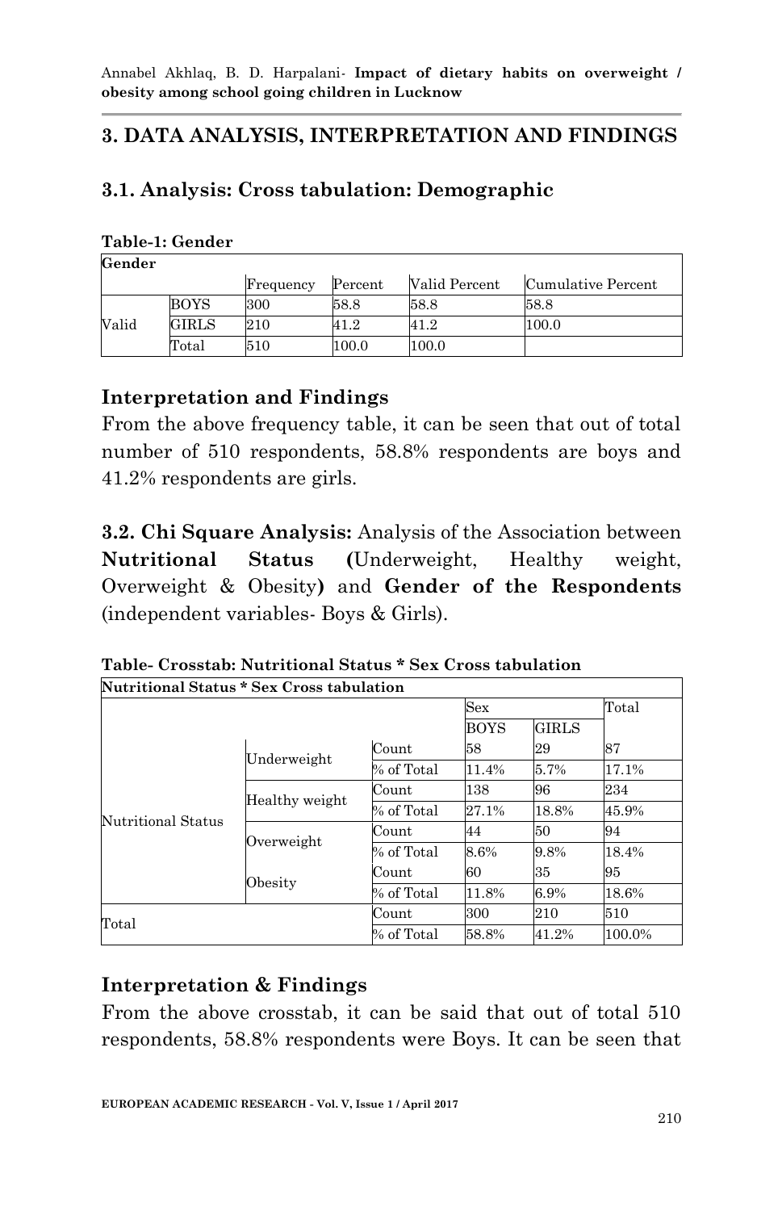## 3. DATA ANALYSIS, INTERPRETATION AND FINDINGS

### 3.1. Analysis: Cross tabulation: Demographic

**Table-1: Gender**

| Gender | | | | | |
|---|---|---|---|---|---|
| | | Frequency | Percent | Valid Percent | Cumulative Percent |
| Valid | BOYS | 300 | 58.8 | 58.8 | 58.8 |
| | GIRLS | 210 | 41.2 | 41.2 | 100.0 |
| | Total | 510 | 100.0 | 100.0 | |

### Interpretation and Findings

From the above frequency table, it can be seen that out of total number of 510 respondents, 58.8% respondents are boys and 41.2% respondents are girls.

**3.2. Chi Square Analysis:** Analysis of the Association between **Nutritional Status (**Underweight, Healthy weight, Overweight & Obesity**)** and **Gender of the Respondents** (independent variables- Boys & Girls).

**Table- Crosstab: Nutritional Status * Sex Cross tabulation**

| Nutritional Status * Sex Cross tabulation | | | | | |
|---|---|---|---|---|---|
| | | | Sex | | Total |
| | | | BOYS | GIRLS | |
| Nutritional Status | Underweight | Count | 58 | 29 | 87 |
| | | % of Total | 11.4% | 5.7% | 17.1% |
| | Healthy weight | Count | 138 | 96 | 234 |
| | | % of Total | 27.1% | 18.8% | 45.9% |
| | Overweight | Count | 44 | 50 | 94 |
| | | % of Total | 8.6% | 9.8% | 18.4% |
| | Obesity | Count | 60 | 35 | 95 |
| | | % of Total | 11.8% | 6.9% | 18.6% |
| Total | | Count | 300 | 210 | 510 |
| | | % of Total | 58.8% | 41.2% | 100.0% |

### Interpretation & Findings

From the above crosstab, it can be said that out of total 510 respondents, 58.8% respondents were Boys. It can be seen that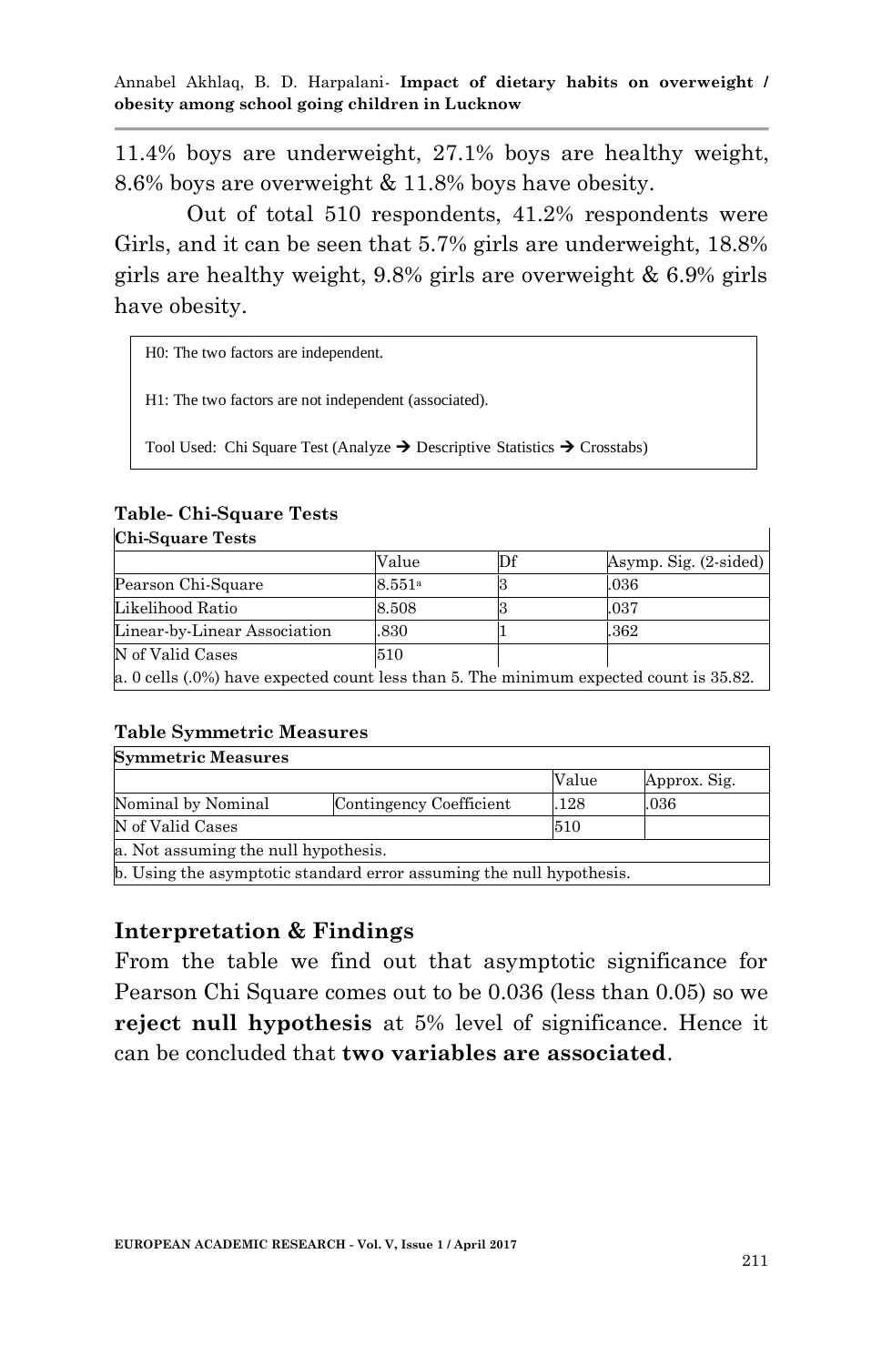11.4% boys are underweight, 27.1% boys are healthy weight, 8.6% boys are overweight & 11.8% boys have obesity.

Out of total 510 respondents, 41.2% respondents were Girls, and it can be seen that 5.7% girls are underweight, 18.8% girls are healthy weight, 9.8% girls are overweight & 6.9% girls have obesity.

H0: The two factors are independent.

H1: The two factors are not independent (associated).

Tool Used: Chi Square Test (Analyze → Descriptive Statistics → Crosstabs)

**Table- Chi-Square Tests**

| **Chi-Square Tests** | | | |
|---|---|---|---|
| | Value | Df | Asymp. Sig. (2-sided) |
| Pearson Chi-Square | 8.551[a] | 3 | .036 |
| Likelihood Ratio | 8.508 | 3 | .037 |
| Linear-by-Linear Association | .830 | 1 | .362 |
| N of Valid Cases | 510 | | |
| a. 0 cells (.0%) have expected count less than 5. The minimum expected count is 35.82. | | | |

**Table Symmetric Measures**

| **Symmetric Measures** | | | |
|---|---|---|---|
| | | Value | Approx. Sig. |
| Nominal by Nominal | Contingency Coefficient | .128 | .036 |
| N of Valid Cases | | 510 | |
| a. Not assuming the null hypothesis. | | | |
| b. Using the asymptotic standard error assuming the null hypothesis. | | | |

## Interpretation & Findings

From the table we find out that asymptotic significance for Pearson Chi Square comes out to be 0.036 (less than 0.05) so we **reject null hypothesis** at 5% level of significance. Hence it can be concluded that **two variables are associated**.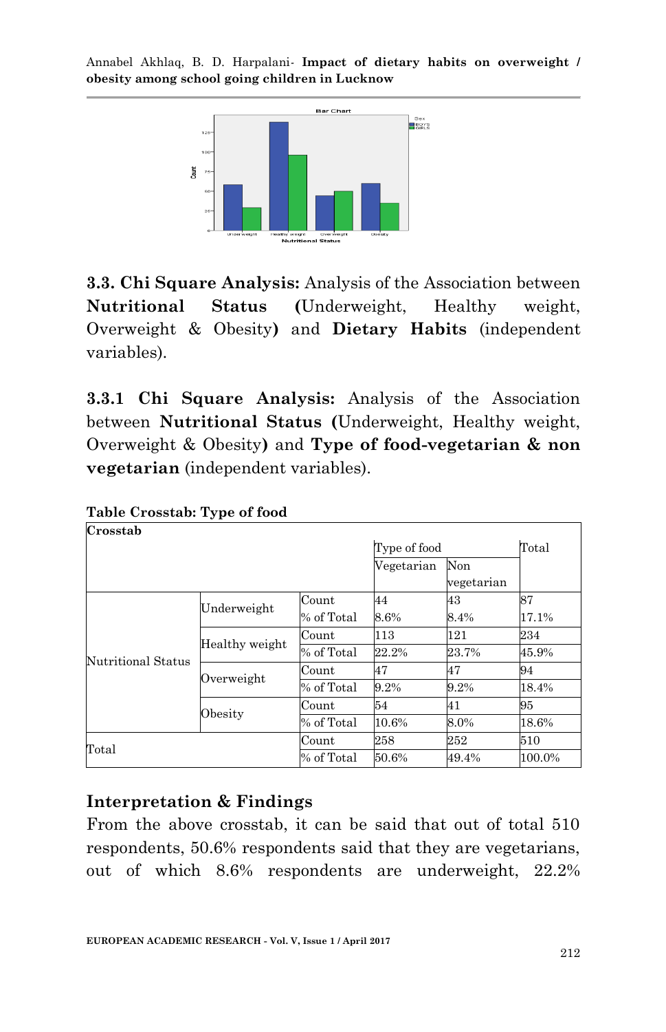**3.3. Chi Square Analysis:** Analysis of the Association between **Nutritional Status (**Underweight, Healthy weight, Overweight & Obesity**)** and **Dietary Habits** (independent variables).

**3.3.1 Chi Square Analysis:** Analysis of the Association between **Nutritional Status (**Underweight, Healthy weight, Overweight & Obesity**)** and **Type of food-vegetarian & non vegetarian** (independent variables).

**Table Crosstab: Type of food**

**Crosstab**

| | | | Type of food | | Total |
|---|---|---|---|---|---|
| | | | Vegetarian | Non vegetarian | |
| Nutritional Status | Underweight | Count | 44 | 43 | 87 |
| | | % of Total | 8.6% | 8.4% | 17.1% |
| | Healthy weight | Count | 113 | 121 | 234 |
| | | % of Total | 22.2% | 23.7% | 45.9% |
| | Overweight | Count | 47 | 47 | 94 |
| | | % of Total | 9.2% | 9.2% | 18.4% |
| | Obesity | Count | 54 | 41 | 95 |
| | | % of Total | 10.6% | 8.0% | 18.6% |
| Total | | Count | 258 | 252 | 510 |
| | | % of Total | 50.6% | 49.4% | 100.0% |

## Interpretation & Findings

From the above crosstab, it can be said that out of total 510 respondents, 50.6% respondents said that they are vegetarians, out of which 8.6% respondents are underweight, 22.2%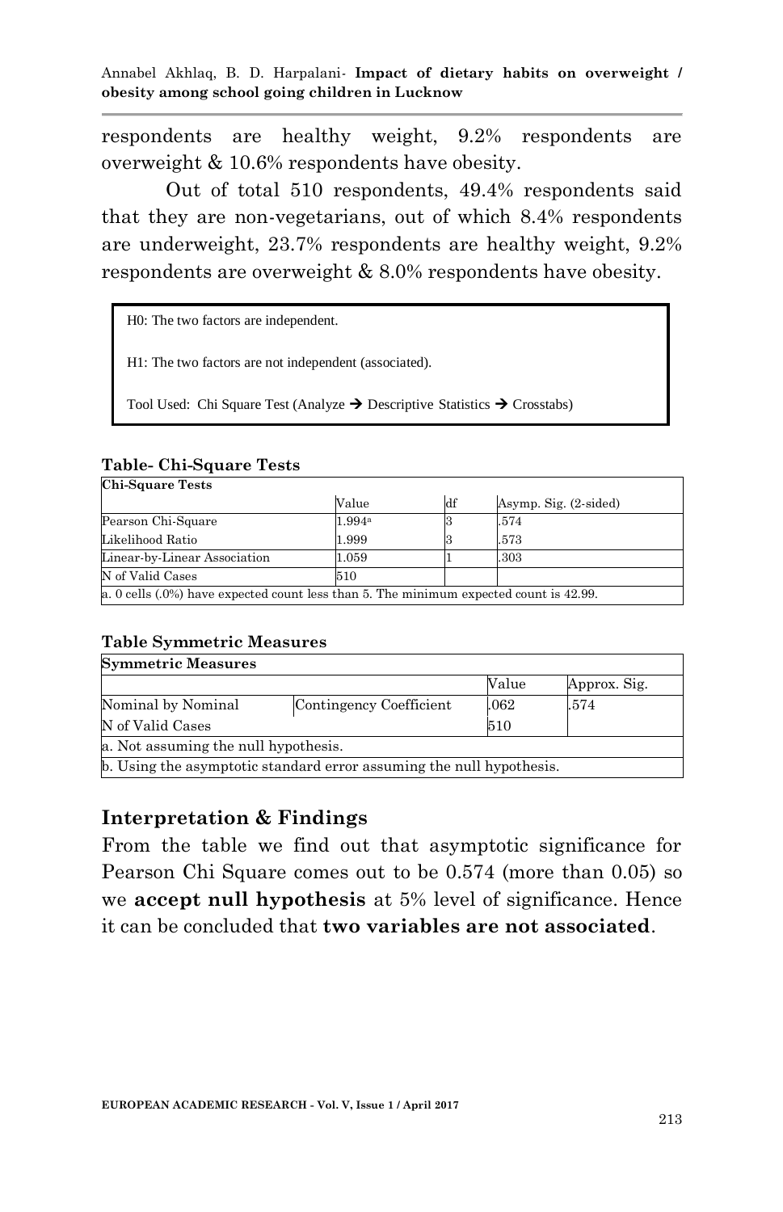respondents are healthy weight, 9.2% respondents are overweight & 10.6% respondents have obesity.

Out of total 510 respondents, 49.4% respondents said that they are non-vegetarians, out of which 8.4% respondents are underweight, 23.7% respondents are healthy weight, 9.2% respondents are overweight & 8.0% respondents have obesity.

H0: The two factors are independent.

H1: The two factors are not independent (associated).

Tool Used: Chi Square Test (Analyze → Descriptive Statistics → Crosstabs)

**Table- Chi-Square Tests**

| Chi-Square Tests | | | |
|---|---|---|---|
| | Value | df | Asymp. Sig. (2-sided) |
| Pearson Chi-Square | 1.994[a] | 3 | .574 |
| Likelihood Ratio | 1.999 | 3 | .573 |
| Linear-by-Linear Association | 1.059 | 1 | .303 |
| N of Valid Cases | 510 | | |
| a. 0 cells (.0%) have expected count less than 5. The minimum expected count is 42.99. | | | |

**Table Symmetric Measures**

| Symmetric Measures | | | |
|---|---|---|---|
| | | Value | Approx. Sig. |
| Nominal by Nominal | Contingency Coefficient | .062 | .574 |
| N of Valid Cases | | 510 | |
| a. Not assuming the null hypothesis. | | | |
| b. Using the asymptotic standard error assuming the null hypothesis. | | | |

## Interpretation & Findings

From the table we find out that asymptotic significance for Pearson Chi Square comes out to be 0.574 (more than 0.05) so we **accept null hypothesis** at 5% level of significance. Hence it can be concluded that **two variables are not associated**.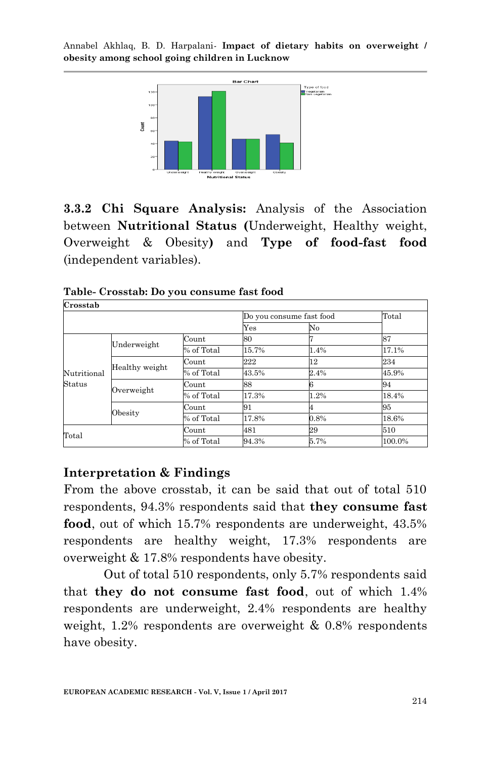### 3.3.2 Chi Square Analysis: Analysis of the Association between **Nutritional Status (**Underweight, Healthy weight, Overweight & Obesity**)** and **Type of food-fast food** (independent variables).

**Table- Crosstab: Do you consume fast food**

| **Crosstab** | | | | | |
|---|---|---|---|---|---|
| | | | Do you consume fast food | | Total |
| | | | Yes | No | |
| Nutritional Status | Underweight | Count | 80 | 7 | 87 |
| | | % of Total | 15.7% | 1.4% | 17.1% |
| | Healthy weight | Count | 222 | 12 | 234 |
| | | % of Total | 43.5% | 2.4% | 45.9% |
| | Overweight | Count | 88 | 6 | 94 |
| | | % of Total | 17.3% | 1.2% | 18.4% |
| | Obesity | Count | 91 | 4 | 95 |
| | | % of Total | 17.8% | 0.8% | 18.6% |
| Total | | Count | 481 | 29 | 510 |
| | | % of Total | 94.3% | 5.7% | 100.0% |

## Interpretation & Findings

From the above crosstab, it can be said that out of total 510 respondents, 94.3% respondents said that **they consume fast food**, out of which 15.7% respondents are underweight, 43.5% respondents are healthy weight, 17.3% respondents are overweight & 17.8% respondents have obesity.

Out of total 510 respondents, only 5.7% respondents said that **they do not consume fast food**, out of which 1.4% respondents are underweight, 2.4% respondents are healthy weight, 1.2% respondents are overweight & 0.8% respondents have obesity.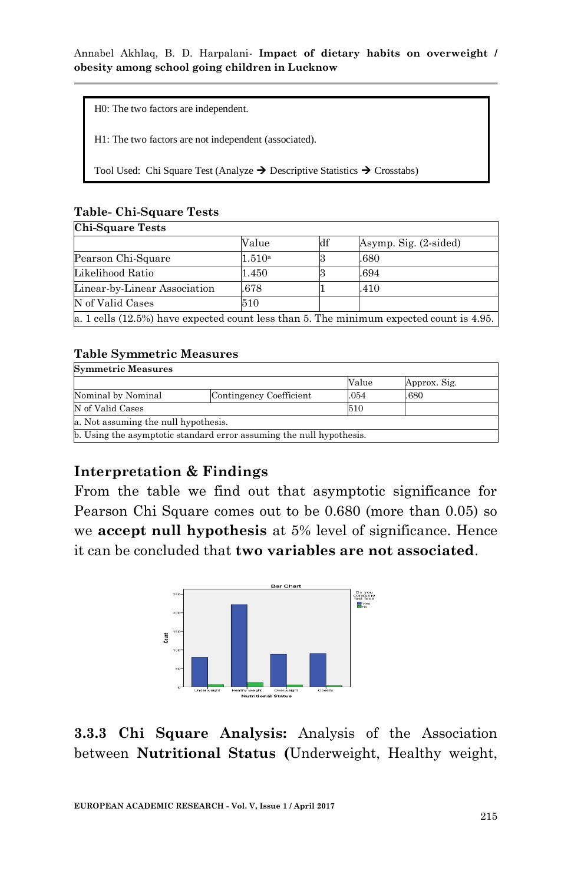H0: The two factors are independent.

H1: The two factors are not independent (associated).

Tool Used: Chi Square Test (Analyze → Descriptive Statistics → Crosstabs)

**Table- Chi-Square Tests**

| Chi-Square Tests | | | |
|---|---|---|---|
| | Value | df | Asymp. Sig. (2-sided) |
| Pearson Chi-Square | 1.510[a] | 3 | .680 |
| Likelihood Ratio | 1.450 | 3 | .694 |
| Linear-by-Linear Association | .678 | 1 | .410 |
| N of Valid Cases | 510 | | |
| a. 1 cells (12.5%) have expected count less than 5. The minimum expected count is 4.95. | | | |

**Table Symmetric Measures**

| Symmetric Measures | | | |
|---|---|---|---|
| | | Value | Approx. Sig. |
| Nominal by Nominal | Contingency Coefficient | .054 | .680 |
| N of Valid Cases | | 510 | |
| a. Not assuming the null hypothesis. | | | |
| b. Using the asymptotic standard error assuming the null hypothesis. | | | |

## Interpretation & Findings

From the table we find out that asymptotic significance for Pearson Chi Square comes out to be 0.680 (more than 0.05) so we **accept null hypothesis** at 5% level of significance. Hence it can be concluded that **two variables are not associated**.

**3.3.3 Chi Square Analysis:** Analysis of the Association between **Nutritional Status (**Underweight, Healthy weight,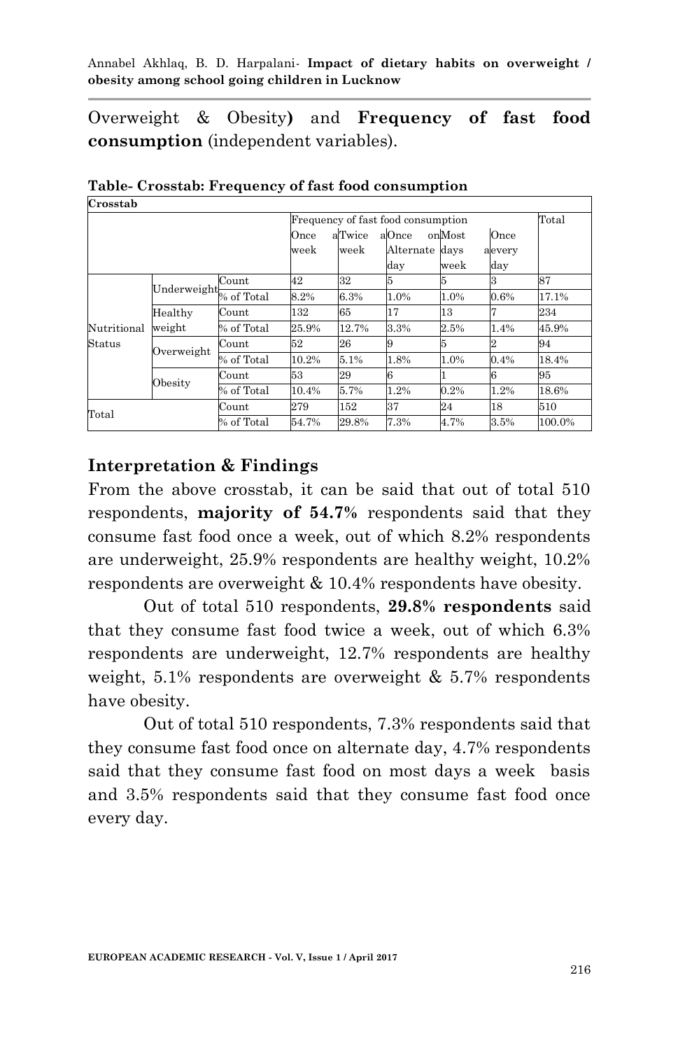Overweight & Obesity**)** and **Frequency of fast food consumption** (independent variables).

**Table- Crosstab: Frequency of fast food consumption**

| **Crosstab** | | | | | | | | |
|---|---|---|---|---|---|---|---|---|
| | | | Frequency of fast food consumption | | | | | Total |
| | | | Once a week | Twice a week | Once on Alternate day | Most days a week | Once every day | |
| Nutritional Status | Underweight | Count | 42 | 32 | 5 | 5 | 3 | 87 |
| | | % of Total | 8.2% | 6.3% | 1.0% | 1.0% | 0.6% | 17.1% |
| | Healthy weight | Count | 132 | 65 | 17 | 13 | 7 | 234 |
| | | % of Total | 25.9% | 12.7% | 3.3% | 2.5% | 1.4% | 45.9% |
| | Overweight | Count | 52 | 26 | 9 | 5 | 2 | 94 |
| | | % of Total | 10.2% | 5.1% | 1.8% | 1.0% | 0.4% | 18.4% |
| | Obesity | Count | 53 | 29 | 6 | 1 | 6 | 95 |
| | | % of Total | 10.4% | 5.7% | 1.2% | 0.2% | 1.2% | 18.6% |
| Total | | Count | 279 | 152 | 37 | 24 | 18 | 510 |
| | | % of Total | 54.7% | 29.8% | 7.3% | 4.7% | 3.5% | 100.0% |

## Interpretation & Findings

From the above crosstab, it can be said that out of total 510 respondents, **majority of 54.7%** respondents said that they consume fast food once a week, out of which 8.2% respondents are underweight, 25.9% respondents are healthy weight, 10.2% respondents are overweight & 10.4% respondents have obesity.

Out of total 510 respondents, **29.8% respondents** said that they consume fast food twice a week, out of which 6.3% respondents are underweight, 12.7% respondents are healthy weight, 5.1% respondents are overweight & 5.7% respondents have obesity.

Out of total 510 respondents, 7.3% respondents said that they consume fast food once on alternate day, 4.7% respondents said that they consume fast food on most days a week basis and 3.5% respondents said that they consume fast food once every day.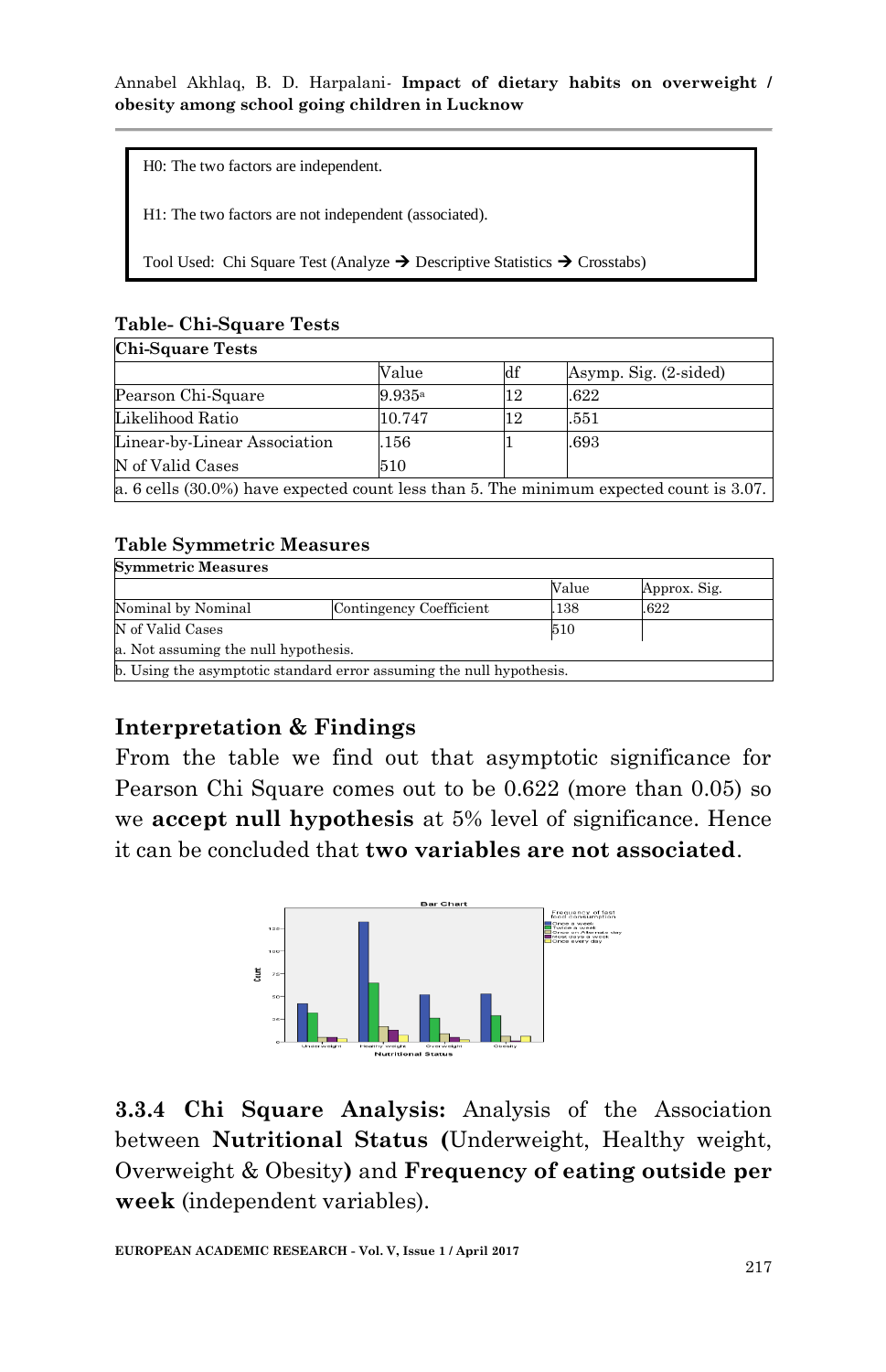H0: The two factors are independent.

H1: The two factors are not independent (associated).

Tool Used: Chi Square Test (Analyze ➔ Descriptive Statistics ➔ Crosstabs)

**Table- Chi-Square Tests**

| Chi-Square Tests | | | |
|---|---|---|---|
| | Value | df | Asymp. Sig. (2-sided) |
| Pearson Chi-Square | 9.935[a] | 12 | .622 |
| Likelihood Ratio | 10.747 | 12 | .551 |
| Linear-by-Linear Association | .156 | 1 | .693 |
| N of Valid Cases | 510 | | |
| a. 6 cells (30.0%) have expected count less than 5. The minimum expected count is 3.07. | | | |

**Table Symmetric Measures**

| Symmetric Measures | | | |
|---|---|---|---|
| | | Value | Approx. Sig. |
| Nominal by Nominal | Contingency Coefficient | .138 | .622 |
| N of Valid Cases | | 510 | |
| a. Not assuming the null hypothesis. | | | |
| b. Using the asymptotic standard error assuming the null hypothesis. | | | |

## Interpretation & Findings

From the table we find out that asymptotic significance for Pearson Chi Square comes out to be 0.622 (more than 0.05) so we **accept null hypothesis** at 5% level of significance. Hence it can be concluded that **two variables are not associated**.

**3.3.4 Chi Square Analysis:** Analysis of the Association between **Nutritional Status (**Underweight, Healthy weight, Overweight & Obesity**)** and **Frequency of eating outside per week** (independent variables).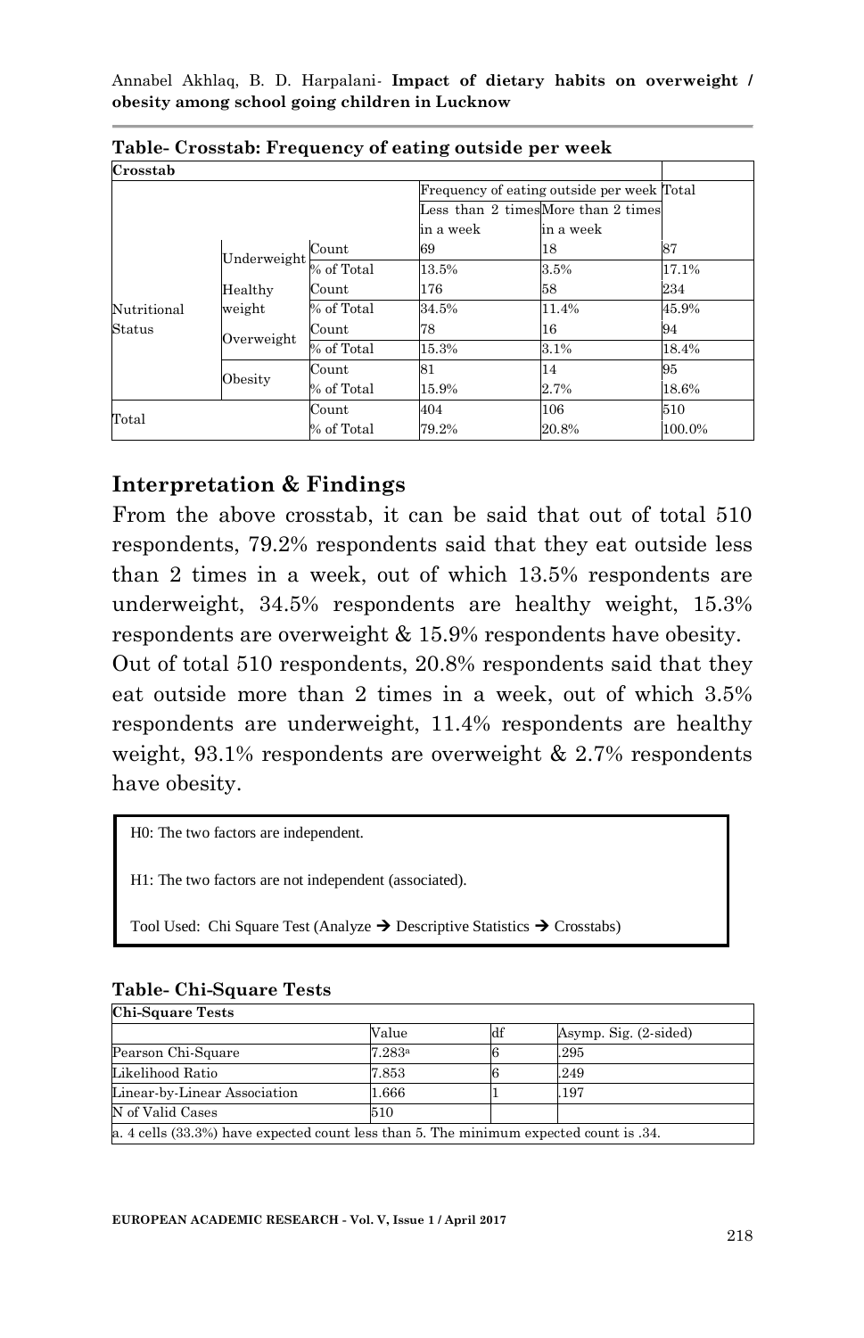**Table- Crosstab: Frequency of eating outside per week**

| Crosstab | | | | | |
|---|---|---|---|---|---|
| | | | Frequency of eating outside per week | | Total |
| | | | Less than 2 times in a week | More than 2 times in a week | |
| Nutritional Status | Underweight | Count | 69 | 18 | 87 |
| | | % of Total | 13.5% | 3.5% | 17.1% |
| | Healthy weight | Count | 176 | 58 | 234 |
| | | % of Total | 34.5% | 11.4% | 45.9% |
| | Overweight | Count | 78 | 16 | 94 |
| | | % of Total | 15.3% | 3.1% | 18.4% |
| | Obesity | Count | 81 | 14 | 95 |
| | | % of Total | 15.9% | 2.7% | 18.6% |
| Total | | Count | 404 | 106 | 510 |
| | | % of Total | 79.2% | 20.8% | 100.0% |

## Interpretation & Findings

From the above crosstab, it can be said that out of total 510 respondents, 79.2% respondents said that they eat outside less than 2 times in a week, out of which 13.5% respondents are underweight, 34.5% respondents are healthy weight, 15.3% respondents are overweight & 15.9% respondents have obesity.

Out of total 510 respondents, 20.8% respondents said that they eat outside more than 2 times in a week, out of which 3.5% respondents are underweight, 11.4% respondents are healthy weight, 93.1% respondents are overweight & 2.7% respondents have obesity.

H0: The two factors are independent.

H1: The two factors are not independent (associated).

Tool Used: Chi Square Test (Analyze → Descriptive Statistics → Crosstabs)

**Table- Chi-Square Tests**

| Chi-Square Tests | | | |
|---|---|---|---|
| | Value | df | Asymp. Sig. (2-sided) |
| Pearson Chi-Square | 7.283[a] | 6 | .295 |
| Likelihood Ratio | 7.853 | 6 | .249 |
| Linear-by-Linear Association | 1.666 | 1 | .197 |
| N of Valid Cases | 510 | | |

a. 4 cells (33.3%) have expected count less than 5. The minimum expected count is .34.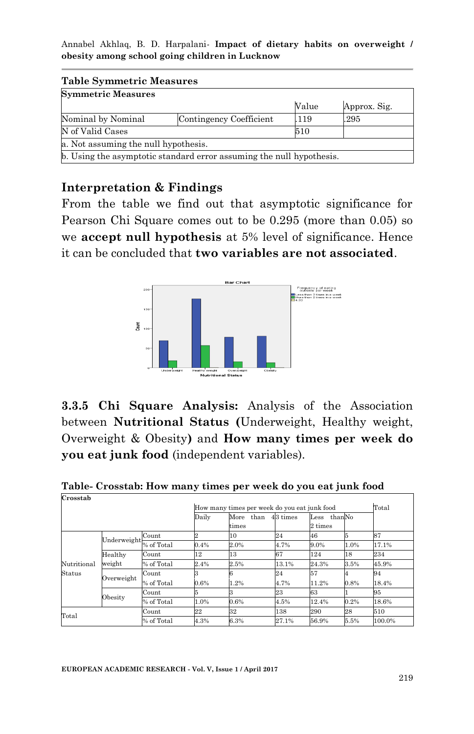**Table Symmetric Measures**

| Symmetric Measures | | | |
|---|---|---|---|
| | | Value | Approx. Sig. |
| Nominal by Nominal | Contingency Coefficient | .119 | .295 |
| N of Valid Cases | | 510 | |
| a. Not assuming the null hypothesis. | | | |
| b. Using the asymptotic standard error assuming the null hypothesis. | | | |

## Interpretation & Findings

From the table we find out that asymptotic significance for Pearson Chi Square comes out to be 0.295 (more than 0.05) so we **accept null hypothesis** at 5% level of significance. Hence it can be concluded that **two variables are not associated**.

### 3.3.5 Chi Square Analysis: Analysis of the Association between Nutritional Status (Underweight, Healthy weight, Overweight & Obesity) and How many times per week do you eat junk food (independent variables).

**Table- Crosstab: How many times per week do you eat junk food**

| Crosstab | | | How many times per week do you eat junk food | | | | | Total |
|---|---|---|---|---|---|---|---|---|
| | | | Daily | More than 4 times | 3 times | Less than 2 times | No | |
| Nutritional Status | Underweight | Count | 2 | 10 | 24 | 46 | 5 | 87 |
| | | % of Total | 0.4% | 2.0% | 4.7% | 9.0% | 1.0% | 17.1% |
| | Healthy weight | Count | 12 | 13 | 67 | 124 | 18 | 234 |
| | | % of Total | 2.4% | 2.5% | 13.1% | 24.3% | 3.5% | 45.9% |
| | Overweight | Count | 3 | 6 | 24 | 57 | 4 | 94 |
| | | % of Total | 0.6% | 1.2% | 4.7% | 11.2% | 0.8% | 18.4% |
| | Obesity | Count | 5 | 3 | 23 | 63 | 1 | 95 |
| | | % of Total | 1.0% | 0.6% | 4.5% | 12.4% | 0.2% | 18.6% |
| Total | | Count | 22 | 32 | 138 | 290 | 28 | 510 |
| | | % of Total | 4.3% | 6.3% | 27.1% | 56.9% | 5.5% | 100.0% |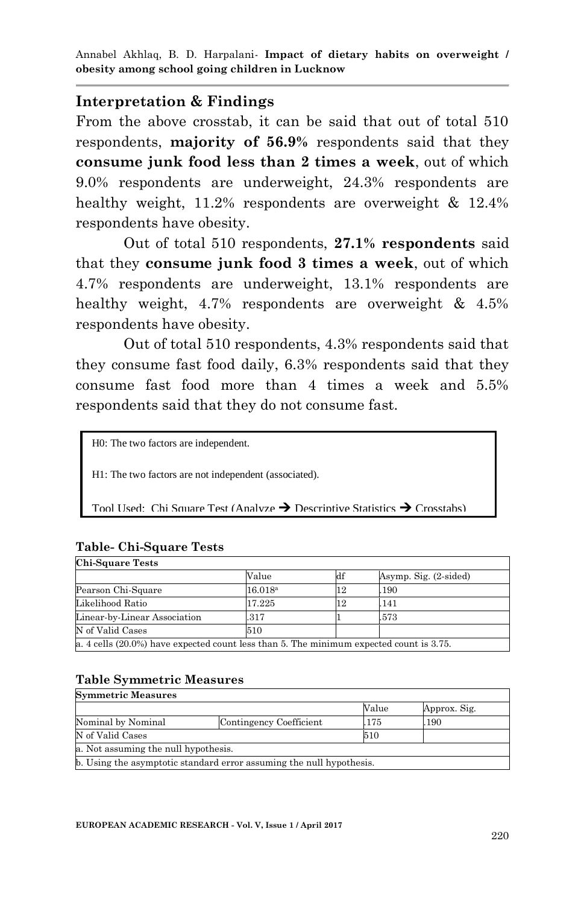## Interpretation & Findings

From the above crosstab, it can be said that out of total 510 respondents, **majority of 56.9%** respondents said that they **consume junk food less than 2 times a week**, out of which 9.0% respondents are underweight, 24.3% respondents are healthy weight, 11.2% respondents are overweight & 12.4% respondents have obesity.

Out of total 510 respondents, **27.1% respondents** said that they **consume junk food 3 times a week**, out of which 4.7% respondents are underweight, 13.1% respondents are healthy weight, 4.7% respondents are overweight & 4.5% respondents have obesity.

Out of total 510 respondents, 4.3% respondents said that they consume fast food daily, 6.3% respondents said that they consume fast food more than 4 times a week and 5.5% respondents said that they do not consume fast.

H0: The two factors are independent.

H1: The two factors are not independent (associated).

Tool Used: Chi Square Test (Analyze → Descriptive Statistics → Crosstabs)

**Table- Chi-Square Tests**

| Chi-Square Tests | | | |
|---|---|---|---|
| | Value | df | Asymp. Sig. (2-sided) |
| Pearson Chi-Square | 16.018[a] | 12 | .190 |
| Likelihood Ratio | 17.225 | 12 | .141 |
| Linear-by-Linear Association | .317 | 1 | .573 |
| N of Valid Cases | 510 | | |
| a. 4 cells (20.0%) have expected count less than 5. The minimum expected count is 3.75. | | | |

**Table Symmetric Measures**

| Symmetric Measures | | | |
|---|---|---|---|
| | | Value | Approx. Sig. |
| Nominal by Nominal | Contingency Coefficient | .175 | .190 |
| N of Valid Cases | | 510 | |
| a. Not assuming the null hypothesis. | | | |
| b. Using the asymptotic standard error assuming the null hypothesis. | | | |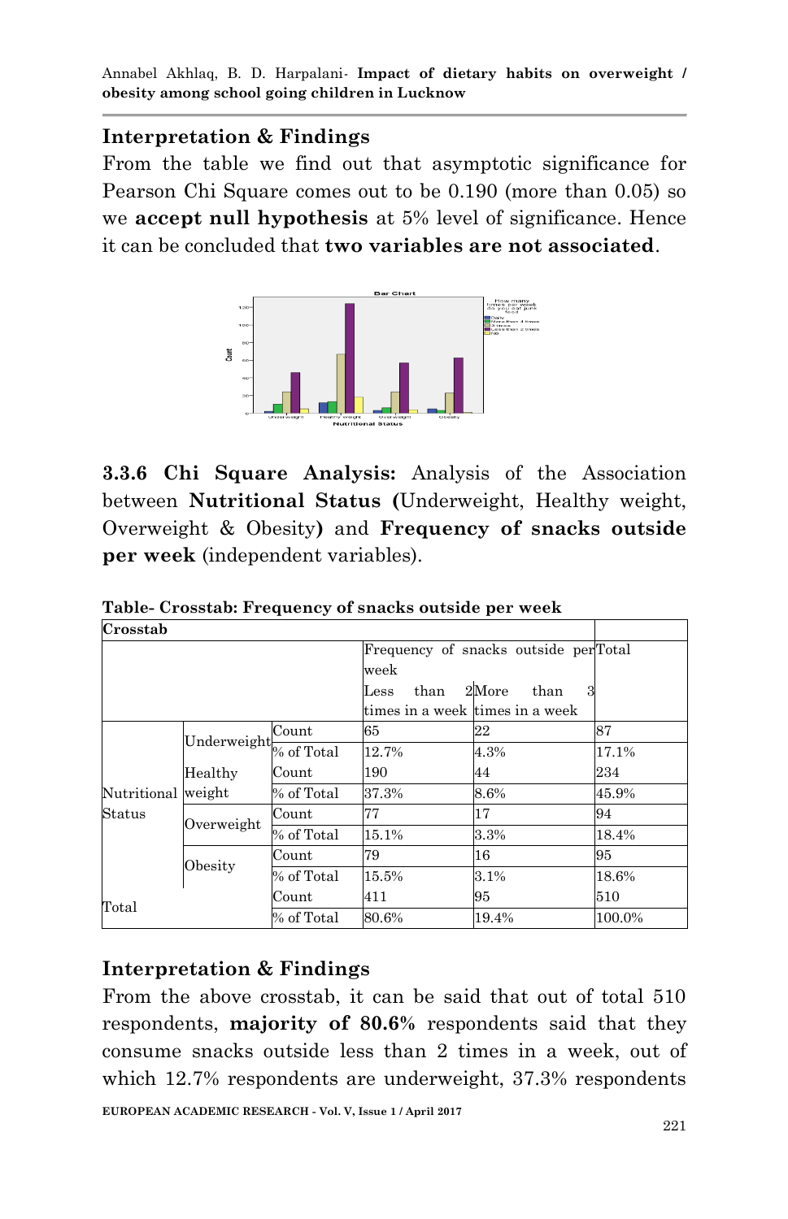## Interpretation & Findings

From the table we find out that asymptotic significance for Pearson Chi Square comes out to be 0.190 (more than 0.05) so we **accept null hypothesis** at 5% level of significance. Hence it can be concluded that **two variables are not associated**.

**3.3.6 Chi Square Analysis:** Analysis of the Association between **Nutritional Status (**Underweight, Healthy weight, Overweight & Obesity**)** and **Frequency of snacks outside per week** (independent variables).

**Table- Crosstab: Frequency of snacks outside per week**

| Crosstab | | | | | |
|---|---|---|---|---|---|
| | | | Frequency of snacks outside per week | | Total |
| | | | Less than 2 times in a week | More than 3 times in a week | |
| Nutritional Status | Underweight | Count | 65 | 22 | 87 |
| | | % of Total | 12.7% | 4.3% | 17.1% |
| | Healthy weight | Count | 190 | 44 | 234 |
| | | % of Total | 37.3% | 8.6% | 45.9% |
| | Overweight | Count | 77 | 17 | 94 |
| | | % of Total | 15.1% | 3.3% | 18.4% |
| | Obesity | Count | 79 | 16 | 95 |
| | | % of Total | 15.5% | 3.1% | 18.6% |
| Total | | Count | 411 | 95 | 510 |
| | | % of Total | 80.6% | 19.4% | 100.0% |

## Interpretation & Findings

From the above crosstab, it can be said that out of total 510 respondents, **majority of 80.6%** respondents said that they consume snacks outside less than 2 times in a week, out of which 12.7% respondents are underweight, 37.3% respondents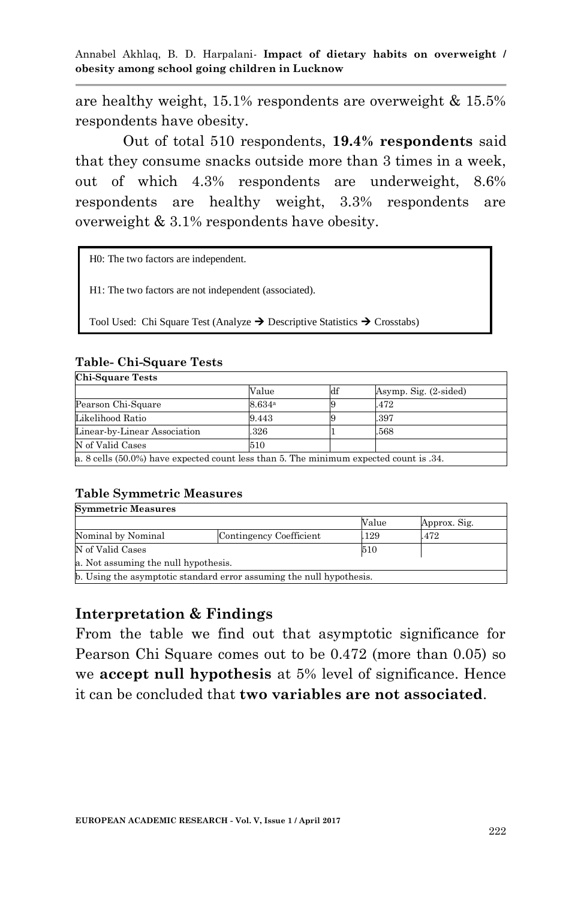are healthy weight, 15.1% respondents are overweight & 15.5% respondents have obesity.

Out of total 510 respondents, **19.4% respondents** said that they consume snacks outside more than 3 times in a week, out of which 4.3% respondents are underweight, 8.6% respondents are healthy weight, 3.3% respondents are overweight & 3.1% respondents have obesity.

H0: The two factors are independent.

H1: The two factors are not independent (associated).

Tool Used: Chi Square Test (Analyze → Descriptive Statistics → Crosstabs)

**Table- Chi-Square Tests**

| **Chi-Square Tests** | | | |
|---|---|---|---|
| | Value | df | Asymp. Sig. (2-sided) |
| Pearson Chi-Square | 8.634[a] | 9 | .472 |
| Likelihood Ratio | 9.443 | 9 | .397 |
| Linear-by-Linear Association | .326 | 1 | .568 |
| N of Valid Cases | 510 | | |
| a. 8 cells (50.0%) have expected count less than 5. The minimum expected count is .34. | | | |

**Table Symmetric Measures**

| **Symmetric Measures** | | | |
|---|---|---|---|
| | | Value | Approx. Sig. |
| Nominal by Nominal | Contingency Coefficient | .129 | .472 |
| N of Valid Cases | | 510 | |
| a. Not assuming the null hypothesis. | | | |
| b. Using the asymptotic standard error assuming the null hypothesis. | | | |

## Interpretation & Findings

From the table we find out that asymptotic significance for Pearson Chi Square comes out to be 0.472 (more than 0.05) so we **accept null hypothesis** at 5% level of significance. Hence it can be concluded that **two variables are not associated**.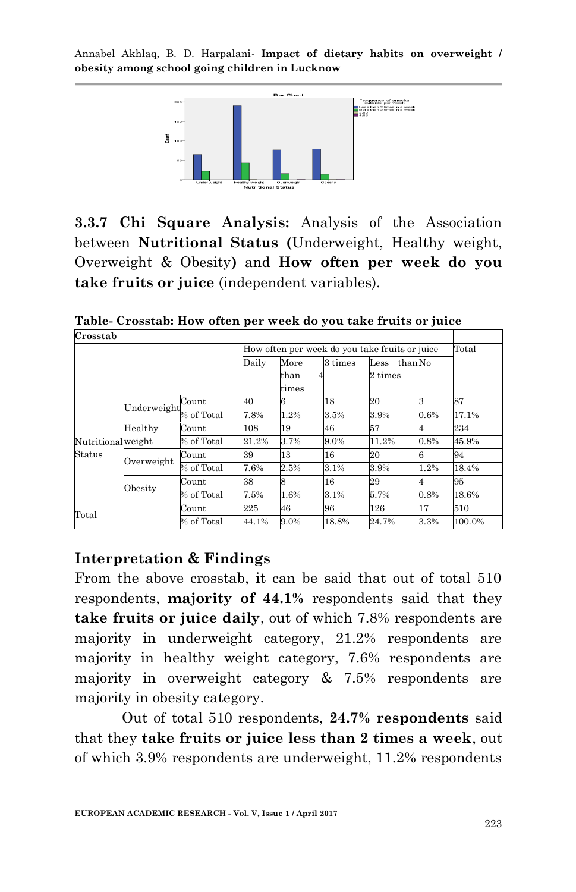**3.3.7 Chi Square Analysis:** Analysis of the Association between **Nutritional Status (**Underweight, Healthy weight, Overweight & Obesity**)** and **How often per week do you take fruits or juice** (independent variables).

**Table- Crosstab: How often per week do you take fruits or juice**

| Crosstab | | | | | | | | |
|---|---|---|---|---|---|---|---|---|
| | | | How often per week do you take fruits or juice | | | | | Total |
| | | | Daily | More than 4 times | 3 times | Less than 2 times | No | |
| Nutritional Status | Underweight | Count | 40 | 6 | 18 | 20 | 3 | 87 |
| | | % of Total | 7.8% | 1.2% | 3.5% | 3.9% | 0.6% | 17.1% |
| | Healthy weight | Count | 108 | 19 | 46 | 57 | 4 | 234 |
| | | % of Total | 21.2% | 3.7% | 9.0% | 11.2% | 0.8% | 45.9% |
| | Overweight | Count | 39 | 13 | 16 | 20 | 6 | 94 |
| | | % of Total | 7.6% | 2.5% | 3.1% | 3.9% | 1.2% | 18.4% |
| | Obesity | Count | 38 | 8 | 16 | 29 | 4 | 95 |
| | | % of Total | 7.5% | 1.6% | 3.1% | 5.7% | 0.8% | 18.6% |
| Total | | Count | 225 | 46 | 96 | 126 | 17 | 510 |
| | | % of Total | 44.1% | 9.0% | 18.8% | 24.7% | 3.3% | 100.0% |

## Interpretation & Findings

From the above crosstab, it can be said that out of total 510 respondents, **majority of 44.1%** respondents said that they **take fruits or juice daily**, out of which 7.8% respondents are majority in underweight category, 21.2% respondents are majority in healthy weight category, 7.6% respondents are majority in overweight category & 7.5% respondents are majority in obesity category.

Out of total 510 respondents, **24.7% respondents** said that they **take fruits or juice less than 2 times a week**, out of which 3.9% respondents are underweight, 11.2% respondents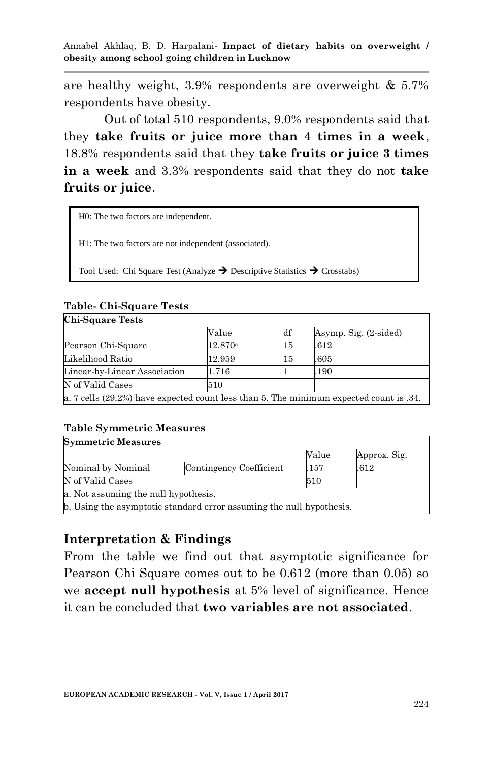are healthy weight, 3.9% respondents are overweight & 5.7% respondents have obesity.

Out of total 510 respondents, 9.0% respondents said that they **take fruits or juice more than 4 times in a week**, 18.8% respondents said that they **take fruits or juice 3 times in a week** and 3.3% respondents said that they do not **take fruits or juice**.

> H0: The two factors are independent.
>
> H1: The two factors are not independent (associated).
>
> Tool Used: Chi Square Test (Analyze → Descriptive Statistics → Crosstabs)

**Table- Chi-Square Tests**

| Chi-Square Tests | | | |
|---|---|---|---|
| | Value | df | Asymp. Sig. (2-sided) |
| Pearson Chi-Square | 12.870[a] | 15 | .612 |
| Likelihood Ratio | 12.959 | 15 | .605 |
| Linear-by-Linear Association | 1.716 | 1 | .190 |
| N of Valid Cases | 510 | | |
| a. 7 cells (29.2%) have expected count less than 5. The minimum expected count is .34. | | | |

**Table Symmetric Measures**

| Symmetric Measures | | | |
|---|---|---|---|
| | | Value | Approx. Sig. |
| Nominal by Nominal | Contingency Coefficient | .157 | .612 |
| N of Valid Cases | | 510 | |
| a. Not assuming the null hypothesis. | | | |
| b. Using the asymptotic standard error assuming the null hypothesis. | | | |

## Interpretation & Findings

From the table we find out that asymptotic significance for Pearson Chi Square comes out to be 0.612 (more than 0.05) so we **accept null hypothesis** at 5% level of significance. Hence it can be concluded that **two variables are not associated**.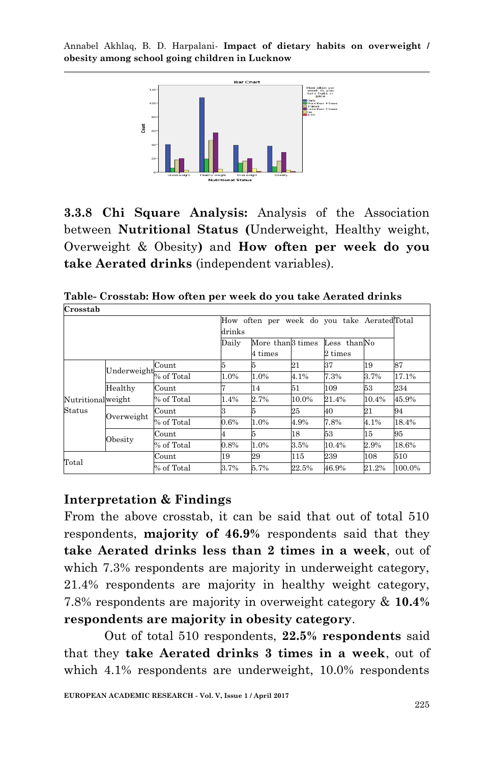**3.3.8 Chi Square Analysis:** Analysis of the Association between **Nutritional Status (**Underweight, Healthy weight, Overweight & Obesity**)** and **How often per week do you take Aerated drinks** (independent variables).

**Table- Crosstab: How often per week do you take Aerated drinks**

**Crosstab**

| | | | How often per week do you take Aerated drinks | | | | | Total |
|---|---|---|---|---|---|---|---|---|
| | | | Daily | More than 4 times | 3 times | Less than 2 times | No | |
| Nutritional Status | Underweight | Count | 5 | 5 | 21 | 37 | 19 | 87 |
| | | % of Total | 1.0% | 1.0% | 4.1% | 7.3% | 3.7% | 17.1% |
| | Healthy weight | Count | 7 | 14 | 51 | 109 | 53 | 234 |
| | | % of Total | 1.4% | 2.7% | 10.0% | 21.4% | 10.4% | 45.9% |
| | Overweight | Count | 3 | 5 | 25 | 40 | 21 | 94 |
| | | % of Total | 0.6% | 1.0% | 4.9% | 7.8% | 4.1% | 18.4% |
| | Obesity | Count | 4 | 5 | 18 | 53 | 15 | 95 |
| | | % of Total | 0.8% | 1.0% | 3.5% | 10.4% | 2.9% | 18.6% |
| Total | | Count | 19 | 29 | 115 | 239 | 108 | 510 |
| | | % of Total | 3.7% | 5.7% | 22.5% | 46.9% | 21.2% | 100.0% |

## Interpretation & Findings

From the above crosstab, it can be said that out of total 510 respondents, **majority of 46.9%** respondents said that they **take Aerated drinks less than 2 times in a week**, out of which 7.3% respondents are majority in underweight category, 21.4% respondents are majority in healthy weight category, 7.8% respondents are majority in overweight category & **10.4% respondents are majority in obesity category**.

Out of total 510 respondents, **22.5% respondents** said that they **take Aerated drinks 3 times in a week**, out of which 4.1% respondents are underweight, 10.0% respondents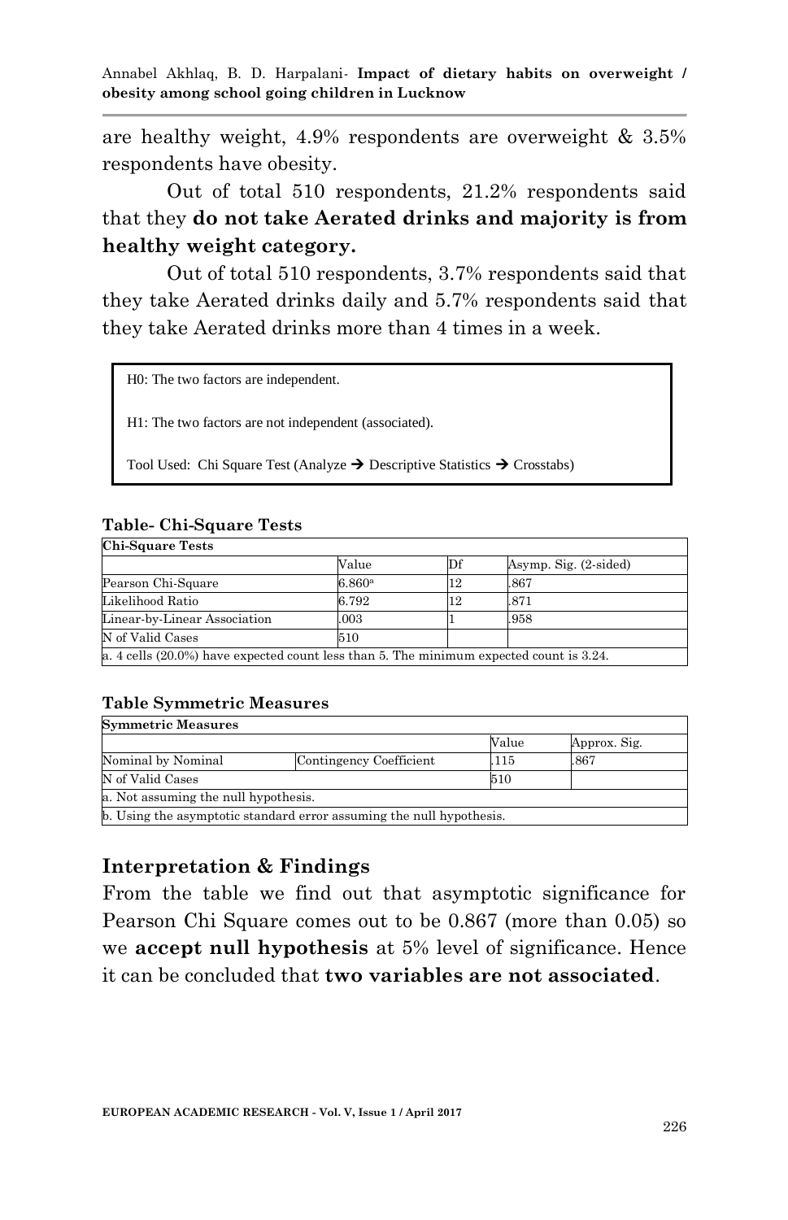are healthy weight, 4.9% respondents are overweight & 3.5% respondents have obesity.

Out of total 510 respondents, 21.2% respondents said that they **do not take Aerated drinks and majority is from healthy weight category.**

Out of total 510 respondents, 3.7% respondents said that they take Aerated drinks daily and 5.7% respondents said that they take Aerated drinks more than 4 times in a week.

> H0: The two factors are independent.
>
> H1: The two factors are not independent (associated).
>
> Tool Used: Chi Square Test (Analyze → Descriptive Statistics → Crosstabs)

**Table- Chi-Square Tests**

| **Chi-Square Tests** | | | |
|---|---|---|---|
| | Value | Df | Asymp. Sig. (2-sided) |
| Pearson Chi-Square | 6.860[a] | 12 | .867 |
| Likelihood Ratio | 6.792 | 12 | .871 |
| Linear-by-Linear Association | .003 | 1 | .958 |
| N of Valid Cases | 510 | | |
| a. 4 cells (20.0%) have expected count less than 5. The minimum expected count is 3.24. | | | |

**Table Symmetric Measures**

| **Symmetric Measures** | | | |
|---|---|---|---|
| | | Value | Approx. Sig. |
| Nominal by Nominal | Contingency Coefficient | .115 | .867 |
| N of Valid Cases | | 510 | |
| a. Not assuming the null hypothesis. | | | |
| b. Using the asymptotic standard error assuming the null hypothesis. | | | |

## Interpretation & Findings

From the table we find out that asymptotic significance for Pearson Chi Square comes out to be 0.867 (more than 0.05) so we **accept null hypothesis** at 5% level of significance. Hence it can be concluded that **two variables are not associated**.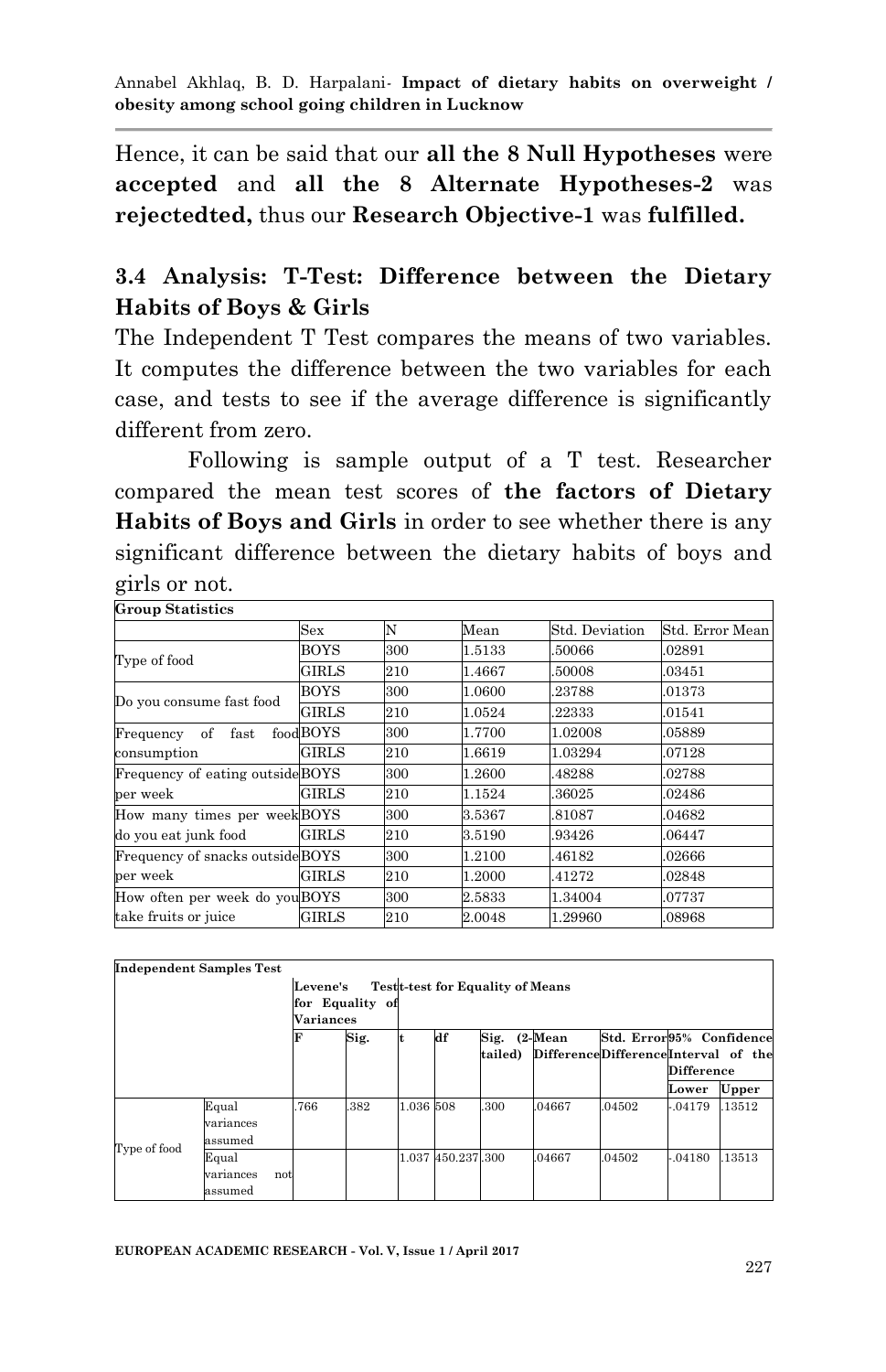Hence, it can be said that our **all the 8 Null Hypotheses** were **accepted** and **all the 8 Alternate Hypotheses-2** was **rejectedted,** thus our **Research Objective-1** was **fulfilled.**

### 3.4 Analysis: T-Test: Difference between the Dietary Habits of Boys & Girls

The Independent T Test compares the means of two variables. It computes the difference between the two variables for each case, and tests to see if the average difference is significantly different from zero.

Following is sample output of a T test. Researcher compared the mean test scores of **the factors of Dietary Habits of Boys and Girls** in order to see whether there is any significant difference between the dietary habits of boys and girls or not.

**Group Statistics**

| | Sex | N | Mean | Std. Deviation | Std. Error Mean |
|---|---|---|---|---|---|
| Type of food | BOYS | 300 | 1.5133 | .50066 | .02891 |
| | GIRLS | 210 | 1.4667 | .50008 | .03451 |
| Do you consume fast food | BOYS | 300 | 1.0600 | .23788 | .01373 |
| | GIRLS | 210 | 1.0524 | .22333 | .01541 |
| Frequency of fast food consumption | BOYS | 300 | 1.7700 | 1.02008 | .05889 |
| | GIRLS | 210 | 1.6619 | 1.03294 | .07128 |
| Frequency of eating outside per week | BOYS | 300 | 1.2600 | .48288 | .02788 |
| | GIRLS | 210 | 1.1524 | .36025 | .02486 |
| How many times per week do you eat junk food | BOYS | 300 | 3.5367 | .81087 | .04682 |
| | GIRLS | 210 | 3.5190 | .93426 | .06447 |
| Frequency of snacks outside per week | BOYS | 300 | 1.2100 | .46182 | .02666 |
| | GIRLS | 210 | 1.2000 | .41272 | .02848 |
| How often per week do you take fruits or juice | BOYS | 300 | 2.5833 | 1.34004 | .07737 |
| | GIRLS | 210 | 2.0048 | 1.29960 | .08968 |

**Independent Samples Test**

| | | Levene's Test for Equality of Variances | | t-test for Equality of Means | | | | | | |
|---|---|---|---|---|---|---|---|---|---|---|
| | | F | Sig. | t | df | Sig. (2-tailed) | Mean Difference | Std. Error Difference | 95% Confidence Interval of the Difference | |
| | | | | | | | | | Lower | Upper |
| Type of food | Equal variances assumed | .766 | .382 | 1.036 | 508 | .300 | .04667 | .04502 | -.04179 | .13512 |
| | Equal variances not assumed | | | 1.037 | 450.237 | .300 | .04667 | .04502 | -.04180 | .13513 |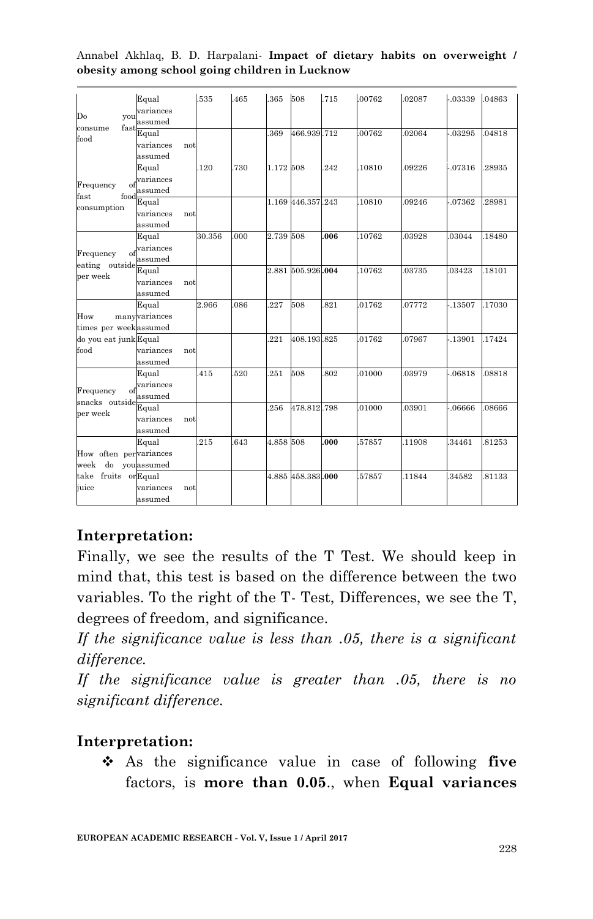| | | | | | | | | | | |
|---|---|---|---|---|---|---|---|---|---|---|
| Do you consume fast food | Equal variances assumed | .535 | .465 | .365 | 508 | .715 | .00762 | .02087 | -.03339 | .04863 |
| | Equal variances not assumed | | | .369 | 466.939 | .712 | .00762 | .02064 | -.03295 | .04818 |
| Frequency of fast food consumption | Equal variances assumed | .120 | .730 | 1.172 | 508 | .242 | .10810 | .09226 | -.07316 | .28935 |
| | Equal variances not assumed | | | 1.169 | 446.357 | .243 | .10810 | .09246 | -.07362 | .28981 |
| Frequency of eating outside per week | Equal variances assumed | 30.356 | .000 | 2.739 | 508 | **.006** | .10762 | .03928 | .03044 | .18480 |
| | Equal variances not assumed | | | 2.881 | 505.926 | **.004** | .10762 | .03735 | .03423 | .18101 |
| How many times per week do you eat junk food | Equal variances assumed | 2.966 | .086 | .227 | 508 | .821 | .01762 | .07772 | -.13507 | .17030 |
| | Equal variances not assumed | | | .221 | 408.193 | .825 | .01762 | .07967 | -.13901 | .17424 |
| Frequency of snacks outside per week | Equal variances assumed | .415 | .520 | .251 | 508 | .802 | .01000 | .03979 | -.06818 | .08818 |
| | Equal variances not assumed | | | .256 | 478.812 | .798 | .01000 | .03901 | -.06666 | .08666 |
| How often per week do you take fruits or juice | Equal variances assumed | .215 | .643 | 4.858 | 508 | **.000** | .57857 | .11908 | .34461 | .81253 |
| | Equal variances not assumed | | | 4.885 | 458.383 | **.000** | .57857 | .11844 | .34582 | .81133 |

## Interpretation:

Finally, we see the results of the T Test. We should keep in mind that, this test is based on the difference between the two variables. To the right of the T- Test, Differences, we see the T, degrees of freedom, and significance.

*If the significance value is less than .05, there is a significant difference.*

*If the significance value is greater than .05, there is no significant difference.*

## Interpretation:

- As the significance value in case of following **five** factors, is **more than 0.05**., when **Equal variances**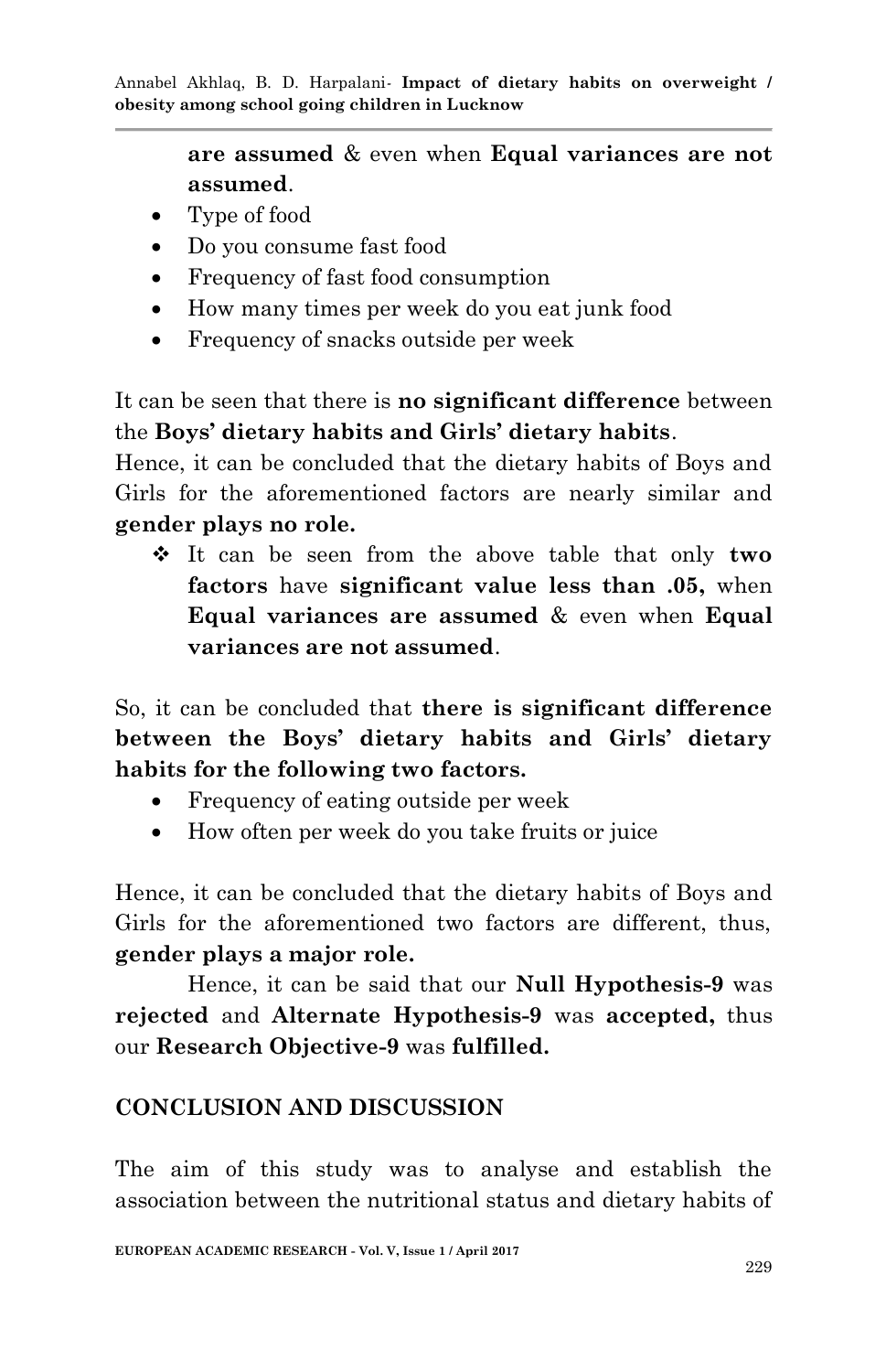**are assumed** & even when **Equal variances are not assumed**.

- Type of food
- Do you consume fast food
- Frequency of fast food consumption
- How many times per week do you eat junk food
- Frequency of snacks outside per week

It can be seen that there is **no significant difference** between the **Boys' dietary habits and Girls' dietary habits**.

Hence, it can be concluded that the dietary habits of Boys and Girls for the aforementioned factors are nearly similar and **gender plays no role.**

- It can be seen from the above table that only **two factors** have **significant value less than .05,** when **Equal variances are assumed** & even when **Equal variances are not assumed**.

So, it can be concluded that **there is significant difference between the Boys' dietary habits and Girls' dietary habits for the following two factors.**

- Frequency of eating outside per week
- How often per week do you take fruits or juice

Hence, it can be concluded that the dietary habits of Boys and Girls for the aforementioned two factors are different, thus, **gender plays a major role.**

Hence, it can be said that our **Null Hypothesis-9** was **rejected** and **Alternate Hypothesis-9** was **accepted,** thus our **Research Objective-9** was **fulfilled.**

## CONCLUSION AND DISCUSSION

The aim of this study was to analyse and establish the association between the nutritional status and dietary habits of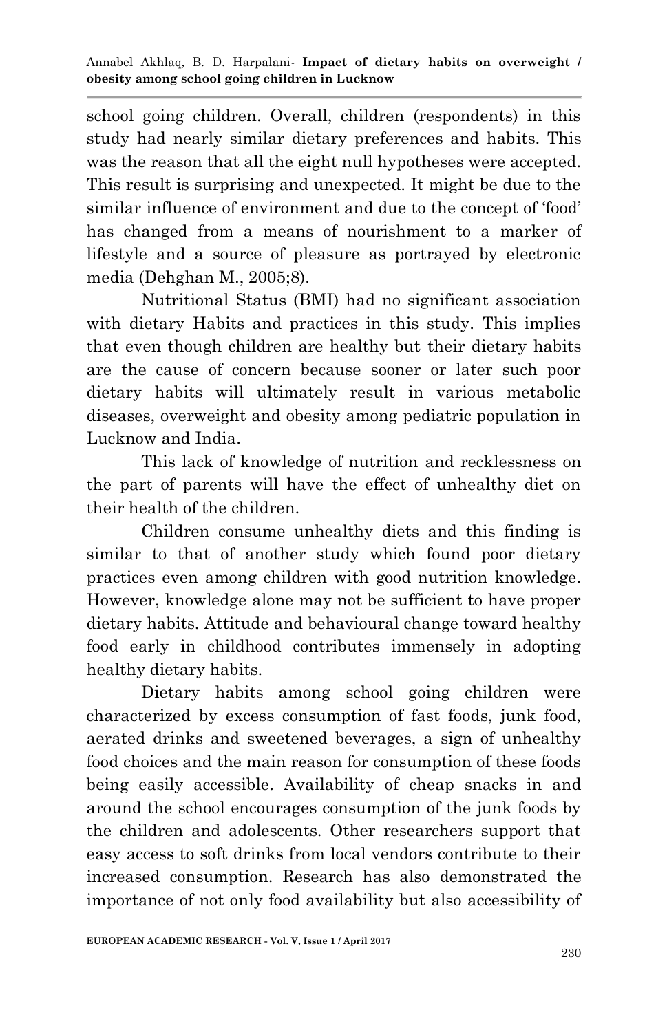school going children. Overall, children (respondents) in this study had nearly similar dietary preferences and habits. This was the reason that all the eight null hypotheses were accepted. This result is surprising and unexpected. It might be due to the similar influence of environment and due to the concept of 'food' has changed from a means of nourishment to a marker of lifestyle and a source of pleasure as portrayed by electronic media (Dehghan M., 2005;8).

Nutritional Status (BMI) had no significant association with dietary Habits and practices in this study. This implies that even though children are healthy but their dietary habits are the cause of concern because sooner or later such poor dietary habits will ultimately result in various metabolic diseases, overweight and obesity among pediatric population in Lucknow and India.

This lack of knowledge of nutrition and recklessness on the part of parents will have the effect of unhealthy diet on their health of the children.

Children consume unhealthy diets and this finding is similar to that of another study which found poor dietary practices even among children with good nutrition knowledge. However, knowledge alone may not be sufficient to have proper dietary habits. Attitude and behavioural change toward healthy food early in childhood contributes immensely in adopting healthy dietary habits.

Dietary habits among school going children were characterized by excess consumption of fast foods, junk food, aerated drinks and sweetened beverages, a sign of unhealthy food choices and the main reason for consumption of these foods being easily accessible. Availability of cheap snacks in and around the school encourages consumption of the junk foods by the children and adolescents. Other researchers support that easy access to soft drinks from local vendors contribute to their increased consumption. Research has also demonstrated the importance of not only food availability but also accessibility of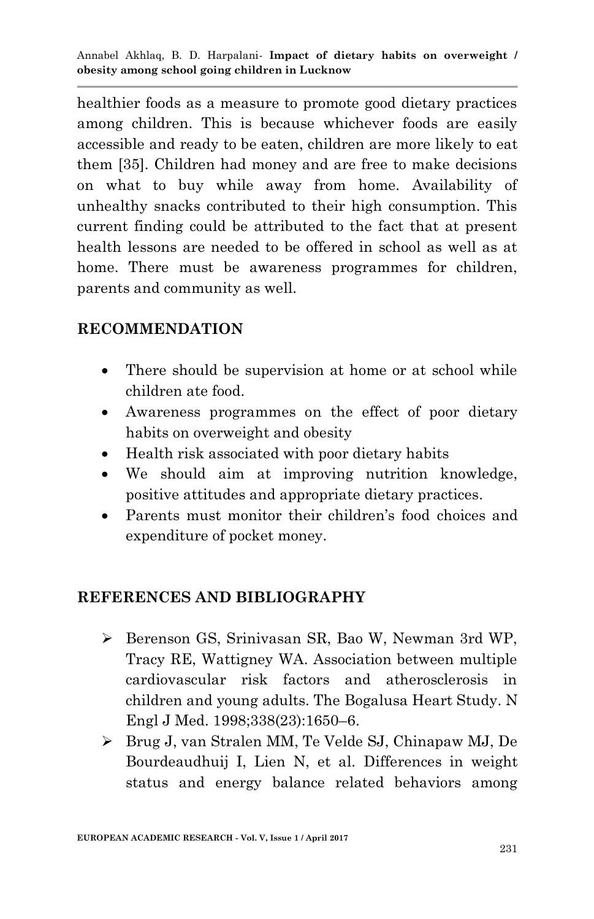healthier foods as a measure to promote good dietary practices among children. This is because whichever foods are easily accessible and ready to be eaten, children are more likely to eat them [35]. Children had money and are free to make decisions on what to buy while away from home. Availability of unhealthy snacks contributed to their high consumption. This current finding could be attributed to the fact that at present health lessons are needed to be offered in school as well as at home. There must be awareness programmes for children, parents and community as well.

## RECOMMENDATION

- There should be supervision at home or at school while children ate food.
- Awareness programmes on the effect of poor dietary habits on overweight and obesity
- Health risk associated with poor dietary habits
- We should aim at improving nutrition knowledge, positive attitudes and appropriate dietary practices.
- Parents must monitor their children's food choices and expenditure of pocket money.

## REFERENCES AND BIBLIOGRAPHY

- Berenson GS, Srinivasan SR, Bao W, Newman 3rd WP, Tracy RE, Wattigney WA. Association between multiple cardiovascular risk factors and atherosclerosis in children and young adults. The Bogalusa Heart Study. N Engl J Med. 1998;338(23):1650–6.
- Brug J, van Stralen MM, Te Velde SJ, Chinapaw MJ, De Bourdeaudhuij I, Lien N, et al. Differences in weight status and energy balance related behaviors among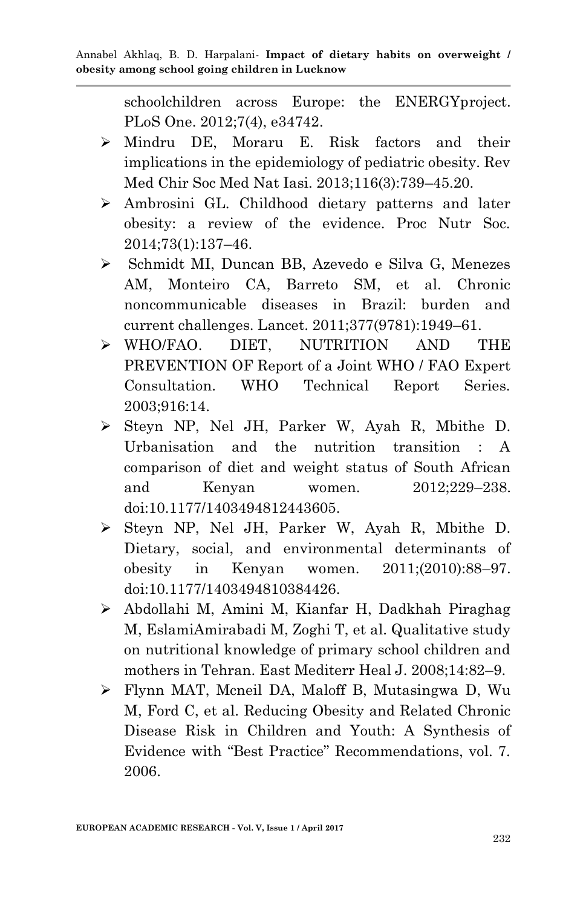schoolchildren across Europe: the ENERGYproject. PLoS One. 2012;7(4), e34742.

- Mindru DE, Moraru E. Risk factors and their implications in the epidemiology of pediatric obesity. Rev Med Chir Soc Med Nat Iasi. 2013;116(3):739–45.20.
- Ambrosini GL. Childhood dietary patterns and later obesity: a review of the evidence. Proc Nutr Soc. 2014;73(1):137–46.
- Schmidt MI, Duncan BB, Azevedo e Silva G, Menezes AM, Monteiro CA, Barreto SM, et al. Chronic noncommunicable diseases in Brazil: burden and current challenges. Lancet. 2011;377(9781):1949–61.
- WHO/FAO. DIET, NUTRITION AND THE PREVENTION OF Report of a Joint WHO / FAO Expert Consultation. WHO Technical Report Series. 2003;916:14.
- Steyn NP, Nel JH, Parker W, Ayah R, Mbithe D. Urbanisation and the nutrition transition : A comparison of diet and weight status of South African and Kenyan women. 2012;229–238. doi:10.1177/1403494812443605.
- Steyn NP, Nel JH, Parker W, Ayah R, Mbithe D. Dietary, social, and environmental determinants of obesity in Kenyan women. 2011;(2010):88–97. doi:10.1177/1403494810384426.
- Abdollahi M, Amini M, Kianfar H, Dadkhah Piraghag M, EslamiAmirabadi M, Zoghi T, et al. Qualitative study on nutritional knowledge of primary school children and mothers in Tehran. East Mediterr Heal J. 2008;14:82–9.
- Flynn MAT, Mcneil DA, Maloff B, Mutasingwa D, Wu M, Ford C, et al. Reducing Obesity and Related Chronic Disease Risk in Children and Youth: A Synthesis of Evidence with "Best Practice" Recommendations, vol. 7. 2006.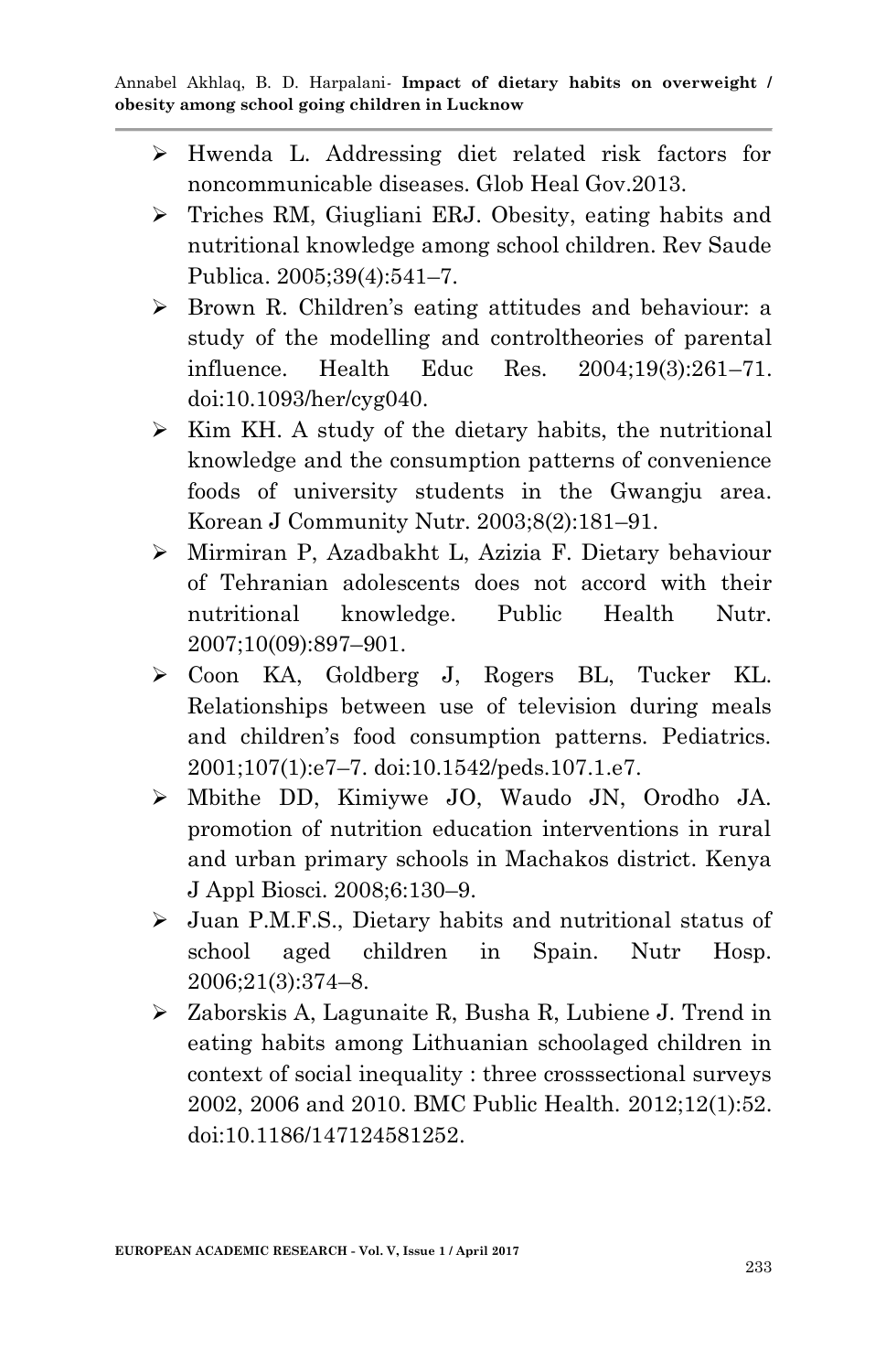- Hwenda L. Addressing diet related risk factors for noncommunicable diseases. Glob Heal Gov.2013.
- Triches RM, Giugliani ERJ. Obesity, eating habits and nutritional knowledge among school children. Rev Saude Publica. 2005;39(4):541–7.
- Brown R. Children's eating attitudes and behaviour: a study of the modelling and controltheories of parental influence. Health Educ Res. 2004;19(3):261–71. doi:10.1093/her/cyg040.
- Kim KH. A study of the dietary habits, the nutritional knowledge and the consumption patterns of convenience foods of university students in the Gwangju area. Korean J Community Nutr. 2003;8(2):181–91.
- Mirmiran P, Azadbakht L, Azizia F. Dietary behaviour of Tehranian adolescents does not accord with their nutritional knowledge. Public Health Nutr. 2007;10(09):897–901.
- Coon KA, Goldberg J, Rogers BL, Tucker KL. Relationships between use of television during meals and children's food consumption patterns. Pediatrics. 2001;107(1):e7–7. doi:10.1542/peds.107.1.e7.
- Mbithe DD, Kimiywe JO, Waudo JN, Orodho JA. promotion of nutrition education interventions in rural and urban primary schools in Machakos district. Kenya J Appl Biosci. 2008;6:130–9.
- Juan P.M.F.S., Dietary habits and nutritional status of school aged children in Spain. Nutr Hosp. 2006;21(3):374–8.
- Zaborskis A, Lagunaite R, Busha R, Lubiene J. Trend in eating habits among Lithuanian schoolaged children in context of social inequality : three crosssectional surveys 2002, 2006 and 2010. BMC Public Health. 2012;12(1):52. doi:10.1186/147124581252.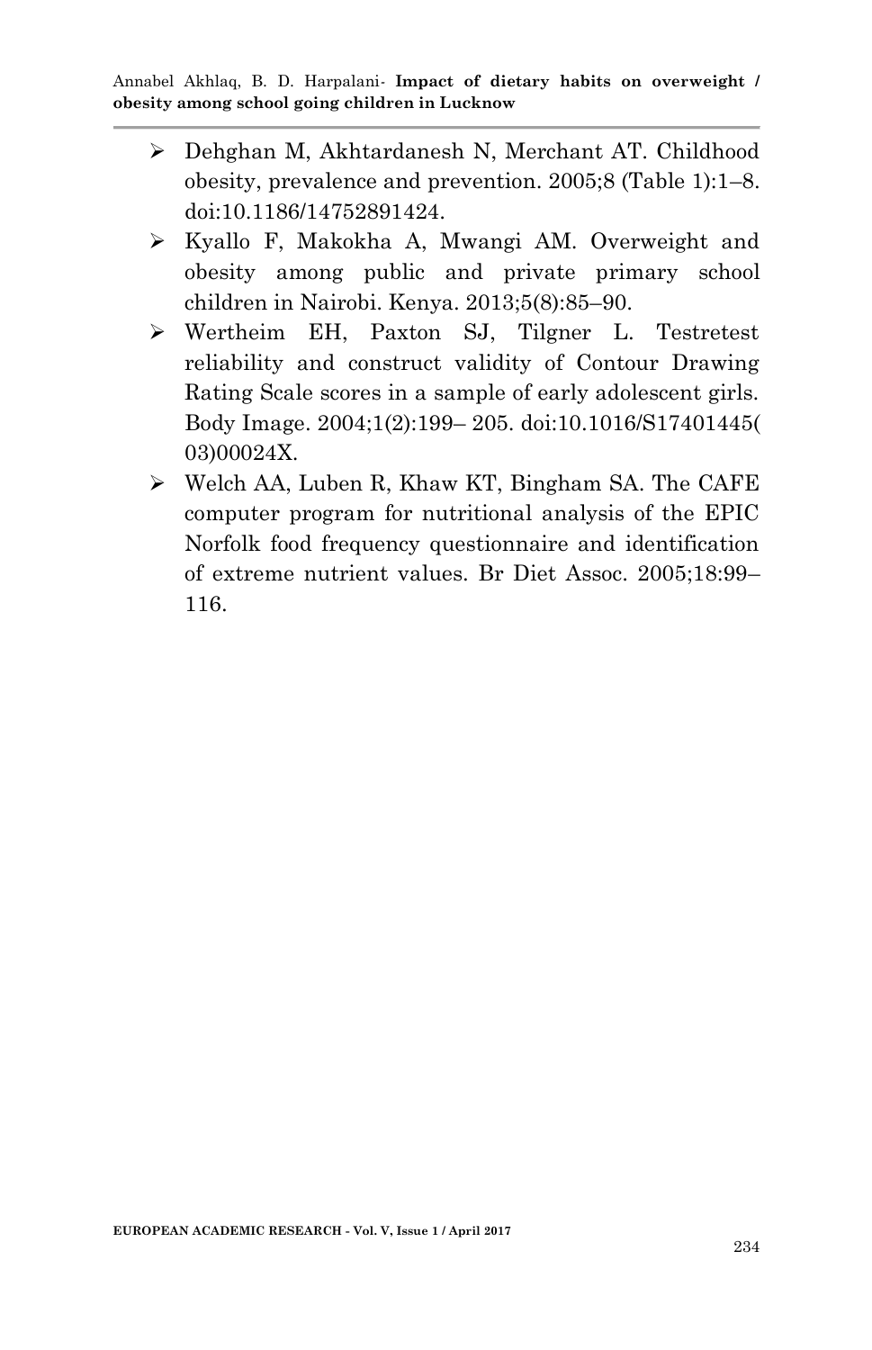- Dehghan M, Akhtardanesh N, Merchant AT. Childhood obesity, prevalence and prevention. 2005;8 (Table 1):1–8. doi:10.1186/14752891424.
- Kyallo F, Makokha A, Mwangi AM. Overweight and obesity among public and private primary school children in Nairobi. Kenya. 2013;5(8):85–90.
- Wertheim EH, Paxton SJ, Tilgner L. Testretest reliability and construct validity of Contour Drawing Rating Scale scores in a sample of early adolescent girls. Body Image. 2004;1(2):199– 205. doi:10.1016/S17401445(03)00024X.
- Welch AA, Luben R, Khaw KT, Bingham SA. The CAFE computer program for nutritional analysis of the EPIC Norfolk food frequency questionnaire and identification of extreme nutrient values. Br Diet Assoc. 2005;18:99–116.